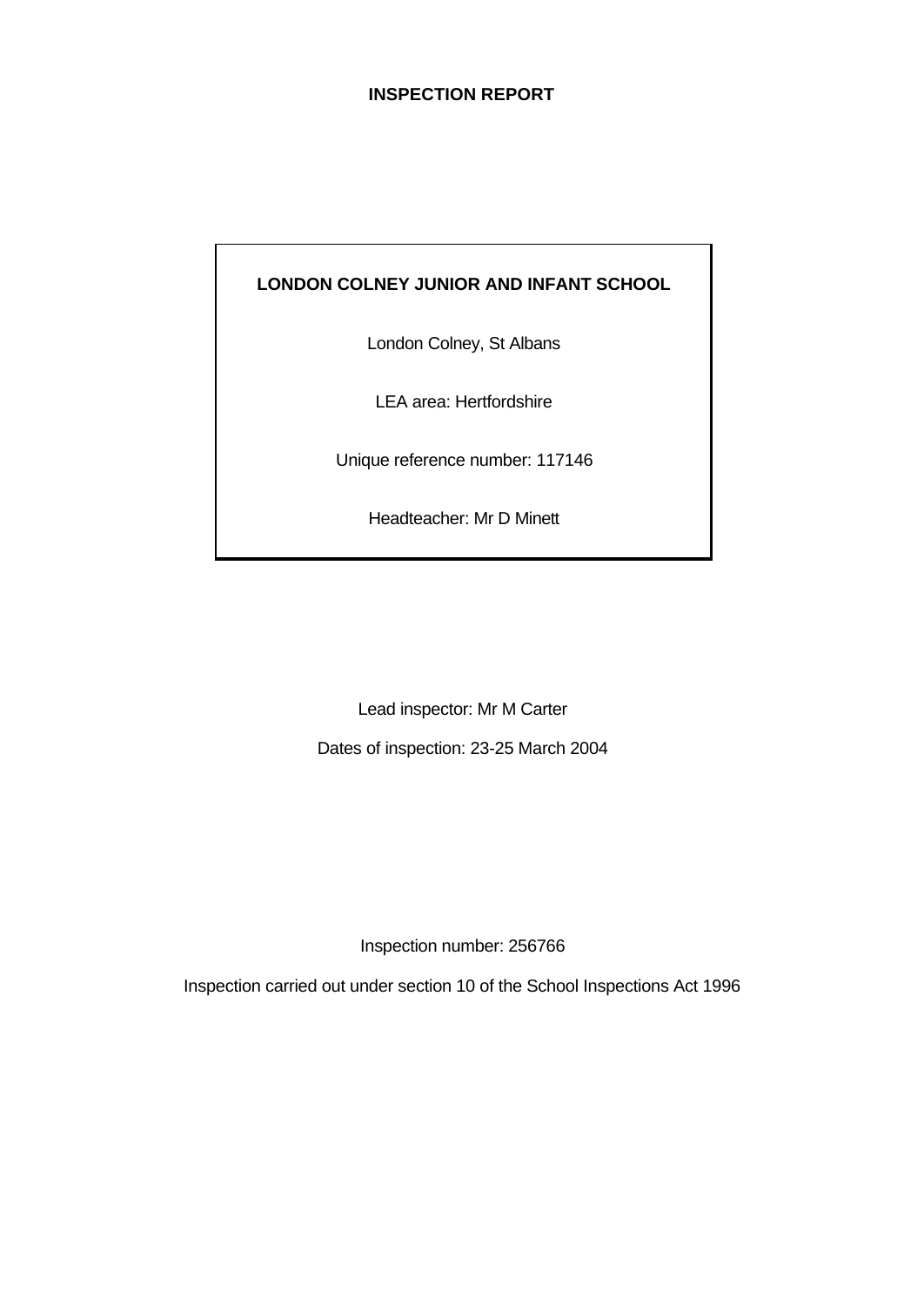# INSPECTION REPORT

**LONDON COLNEY JUNIOR AND INFANT SCHOOL**

London Colney, St Albans

LEA area: Hertfordshire

Unique reference number: 117146

Headteacher: Mr D Minett

Lead inspector: Mr M Carter

Dates of inspection: 23-25 March 2004

Inspection number: 256766

Inspection carried out under section 10 of the School Inspections Act 1996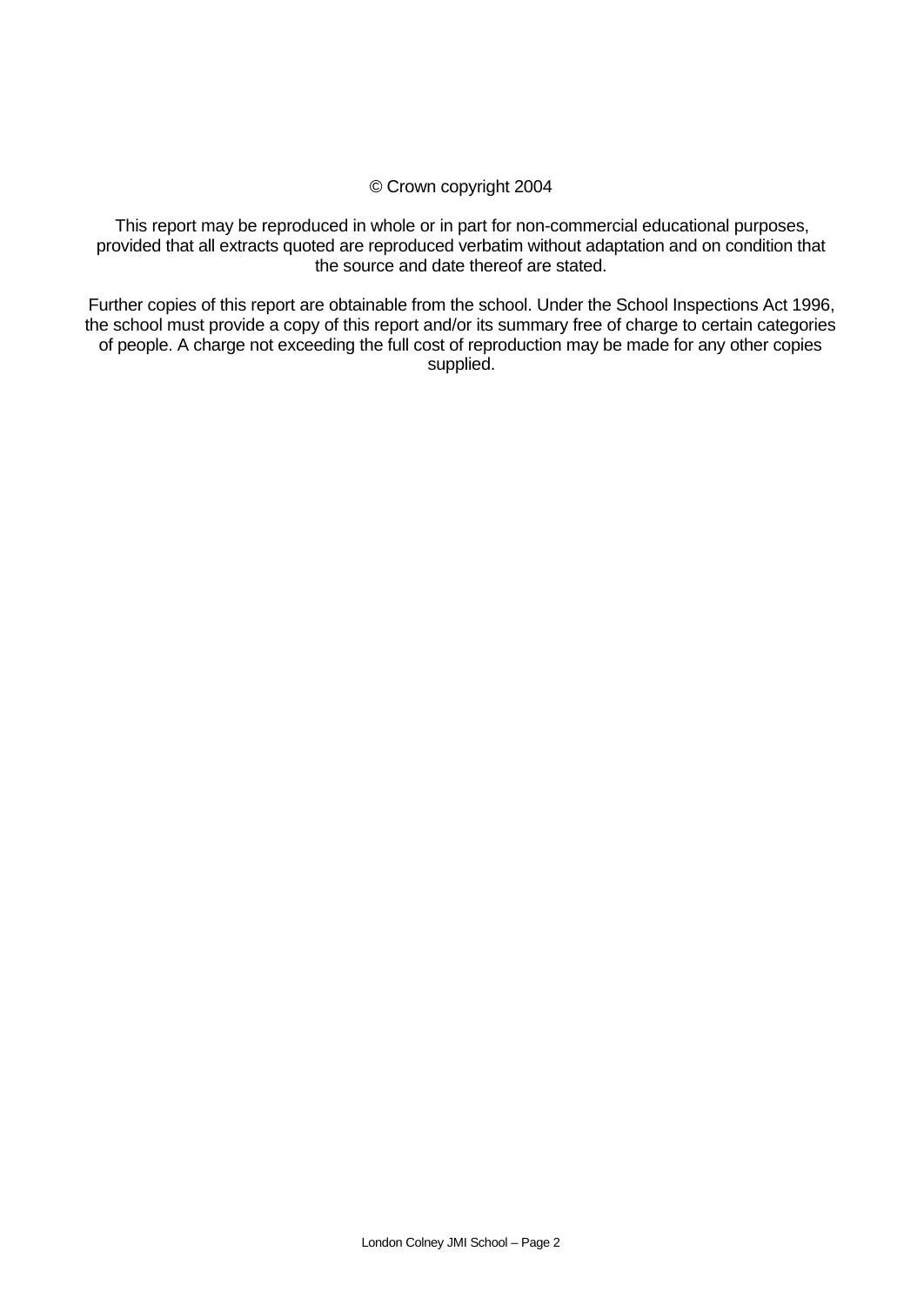© Crown copyright 2004

This report may be reproduced in whole or in part for non-commercial educational purposes, provided that all extracts quoted are reproduced verbatim without adaptation and on condition that the source and date thereof are stated.

Further copies of this report are obtainable from the school. Under the School Inspections Act 1996, the school must provide a copy of this report and/or its summary free of charge to certain categories of people. A charge not exceeding the full cost of reproduction may be made for any other copies supplied.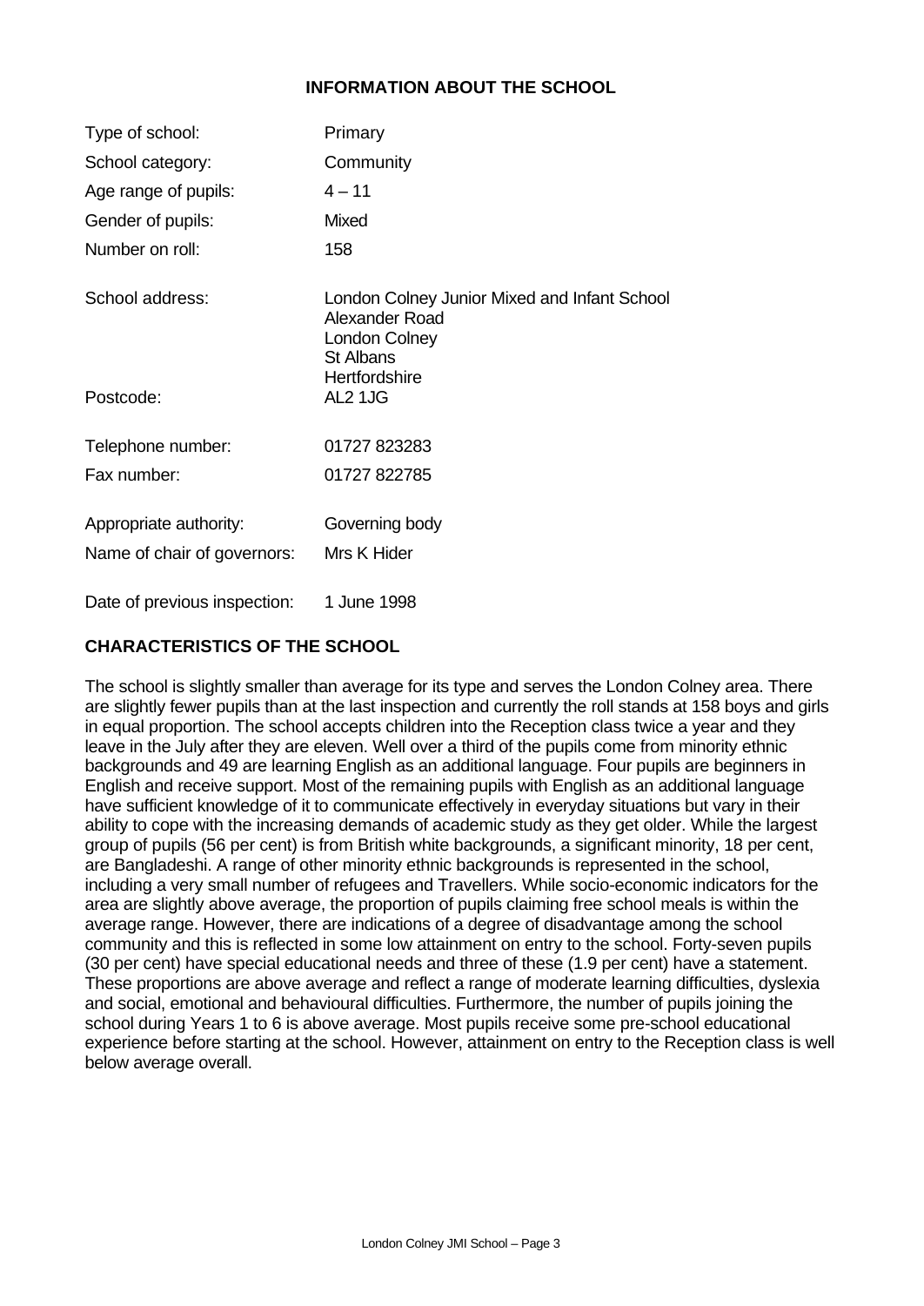## INFORMATION ABOUT THE SCHOOL

| | |
|---|---|
| Type of school: | Primary |
| School category: | Community |
| Age range of pupils: | 4 – 11 |
| Gender of pupils: | Mixed |
| Number on roll: | 158 |
| School address: | London Colney Junior Mixed and Infant School<br>Alexander Road<br>London Colney<br>St Albans<br>Hertfordshire |
| Postcode: | AL2 1JG |
| Telephone number: | 01727 823283 |
| Fax number: | 01727 822785 |
| Appropriate authority: | Governing body |
| Name of chair of governors: | Mrs K Hider |
| Date of previous inspection: | 1 June 1998 |

## CHARACTERISTICS OF THE SCHOOL

The school is slightly smaller than average for its type and serves the London Colney area. There are slightly fewer pupils than at the last inspection and currently the roll stands at 158 boys and girls in equal proportion. The school accepts children into the Reception class twice a year and they leave in the July after they are eleven. Well over a third of the pupils come from minority ethnic backgrounds and 49 are learning English as an additional language. Four pupils are beginners in English and receive support. Most of the remaining pupils with English as an additional language have sufficient knowledge of it to communicate effectively in everyday situations but vary in their ability to cope with the increasing demands of academic study as they get older. While the largest group of pupils (56 per cent) is from British white backgrounds, a significant minority, 18 per cent, are Bangladeshi. A range of other minority ethnic backgrounds is represented in the school, including a very small number of refugees and Travellers. While socio-economic indicators for the area are slightly above average, the proportion of pupils claiming free school meals is within the average range. However, there are indications of a degree of disadvantage among the school community and this is reflected in some low attainment on entry to the school. Forty-seven pupils (30 per cent) have special educational needs and three of these (1.9 per cent) have a statement. These proportions are above average and reflect a range of moderate learning difficulties, dyslexia and social, emotional and behavioural difficulties. Furthermore, the number of pupils joining the school during Years 1 to 6 is above average. Most pupils receive some pre-school educational experience before starting at the school. However, attainment on entry to the Reception class is well below average overall.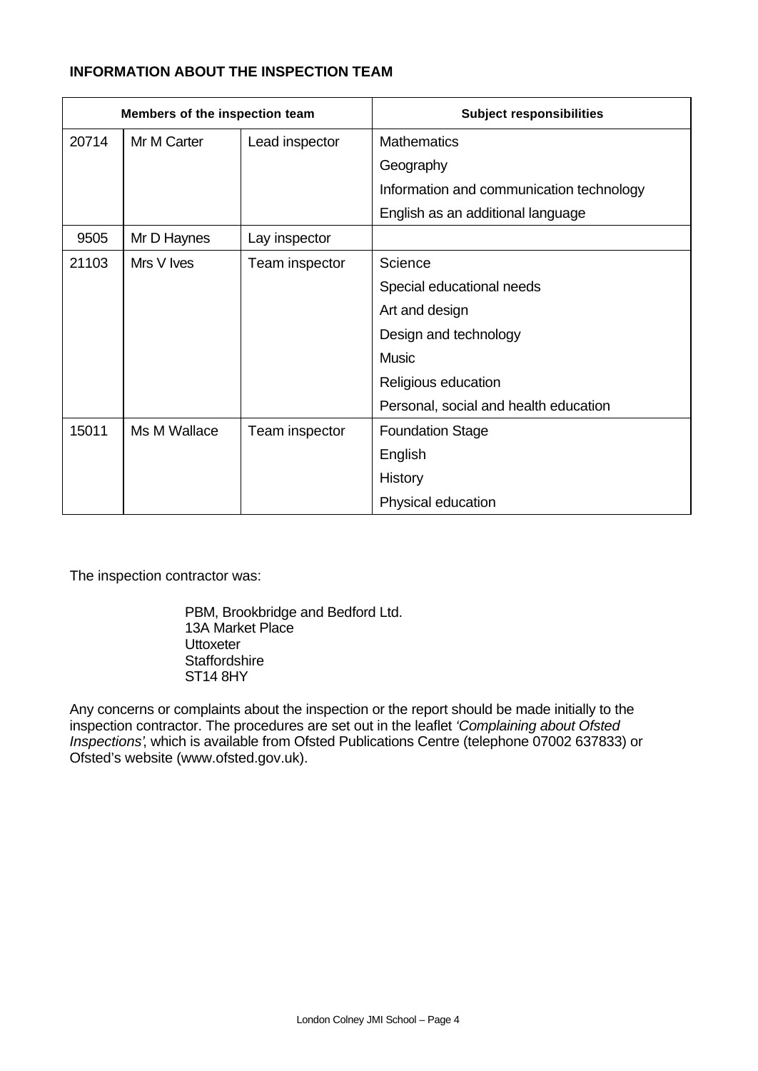**INFORMATION ABOUT THE INSPECTION TEAM**

| Members of the inspection team | | | Subject responsibilities |
|---|---|---|---|
| 20714 | Mr M Carter | Lead inspector | Mathematics |
| | | | Geography |
| | | | Information and communication technology |
| | | | English as an additional language |
| 9505 | Mr D Haynes | Lay inspector | |
| 21103 | Mrs V Ives | Team inspector | Science |
| | | | Special educational needs |
| | | | Art and design |
| | | | Design and technology |
| | | | Music |
| | | | Religious education |
| | | | Personal, social and health education |
| 15011 | Ms M Wallace | Team inspector | Foundation Stage |
| | | | English |
| | | | History |
| | | | Physical education |

The inspection contractor was:

PBM, Brookbridge and Bedford Ltd.
13A Market Place
Uttoxeter
Staffordshire
ST14 8HY

Any concerns or complaints about the inspection or the report should be made initially to the inspection contractor. The procedures are set out in the leaflet *'Complaining about Ofsted Inspections'*, which is available from Ofsted Publications Centre (telephone 07002 637833) or Ofsted's website (www.ofsted.gov.uk).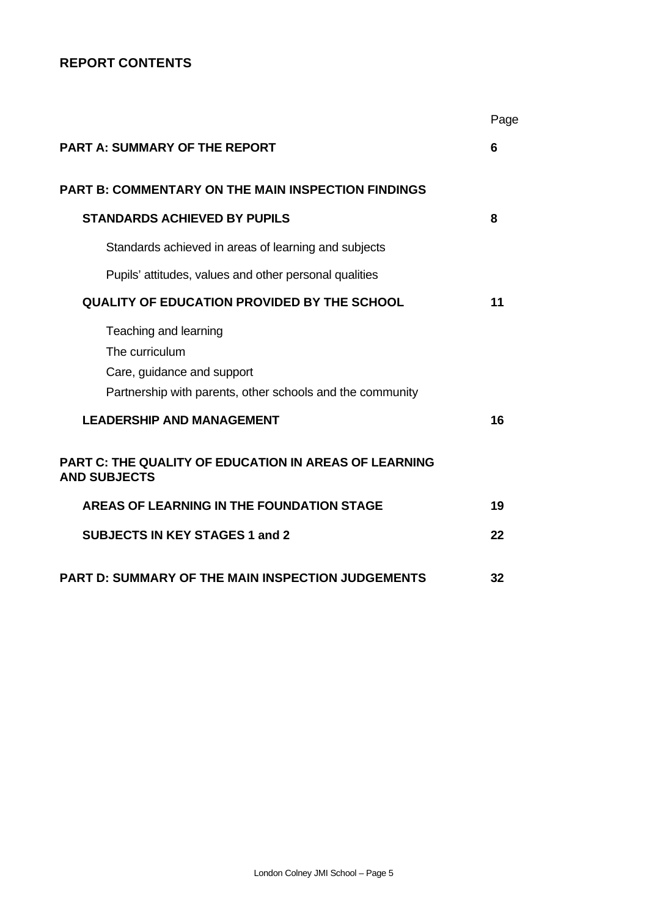## REPORT CONTENTS

| | Page |
|---|---|
| **PART A: SUMMARY OF THE REPORT** | **6** |
| **PART B: COMMENTARY ON THE MAIN INSPECTION FINDINGS** | |
| **STANDARDS ACHIEVED BY PUPILS** | **8** |
| Standards achieved in areas of learning and subjects | |
| Pupils' attitudes, values and other personal qualities | |
| **QUALITY OF EDUCATION PROVIDED BY THE SCHOOL** | **11** |
| Teaching and learning | |
| The curriculum | |
| Care, guidance and support | |
| Partnership with parents, other schools and the community | |
| **LEADERSHIP AND MANAGEMENT** | **16** |
| **PART C: THE QUALITY OF EDUCATION IN AREAS OF LEARNING AND SUBJECTS** | |
| **AREAS OF LEARNING IN THE FOUNDATION STAGE** | **19** |
| **SUBJECTS IN KEY STAGES 1 and 2** | **22** |
| **PART D: SUMMARY OF THE MAIN INSPECTION JUDGEMENTS** | **32** |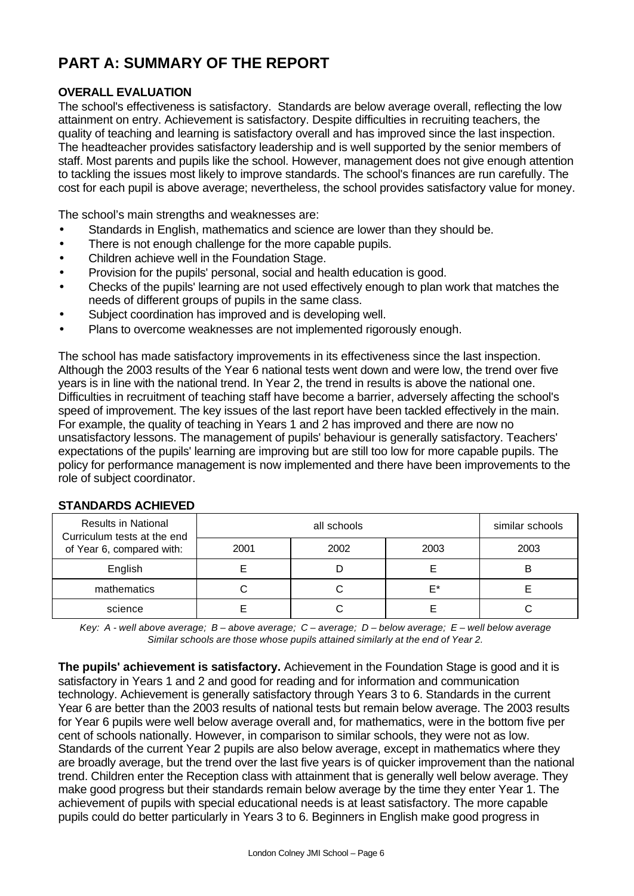# PART A: SUMMARY OF THE REPORT

**OVERALL EVALUATION**

The school's effectiveness is satisfactory. Standards are below average overall, reflecting the low attainment on entry. Achievement is satisfactory. Despite difficulties in recruiting teachers, the quality of teaching and learning is satisfactory overall and has improved since the last inspection. The headteacher provides satisfactory leadership and is well supported by the senior members of staff. Most parents and pupils like the school. However, management does not give enough attention to tackling the issues most likely to improve standards. The school's finances are run carefully. The cost for each pupil is above average; nevertheless, the school provides satisfactory value for money.

The school's main strengths and weaknesses are:

- Standards in English, mathematics and science are lower than they should be.
- There is not enough challenge for the more capable pupils.
- Children achieve well in the Foundation Stage.
- Provision for the pupils' personal, social and health education is good.
- Checks of the pupils' learning are not used effectively enough to plan work that matches the needs of different groups of pupils in the same class.
- Subject coordination has improved and is developing well.
- Plans to overcome weaknesses are not implemented rigorously enough.

The school has made satisfactory improvements in its effectiveness since the last inspection. Although the 2003 results of the Year 6 national tests went down and were low, the trend over five years is in line with the national trend. In Year 2, the trend in results is above the national one. Difficulties in recruitment of teaching staff have become a barrier, adversely affecting the school's speed of improvement. The key issues of the last report have been tackled effectively in the main. For example, the quality of teaching in Years 1 and 2 has improved and there are now no unsatisfactory lessons. The management of pupils' behaviour is generally satisfactory. Teachers' expectations of the pupils' learning are improving but are still too low for more capable pupils. The policy for performance management is now implemented and there have been improvements to the role of subject coordinator.

**STANDARDS ACHIEVED**

| Results in National Curriculum tests at the end of Year 6, compared with: | all schools | | | similar schools |
|---|---|---|---|---|
| | 2001 | 2002 | 2003 | 2003 |
| English | E | D | E | B |
| mathematics | C | C | E* | E |
| science | E | C | E | C |

*Key: A - well above average; B – above average; C – average; D – below average; E – well below average*
*Similar schools are those whose pupils attained similarly at the end of Year 2.*

**The pupils' achievement is satisfactory.** Achievement in the Foundation Stage is good and it is satisfactory in Years 1 and 2 and good for reading and for information and communication technology. Achievement is generally satisfactory through Years 3 to 6. Standards in the current Year 6 are better than the 2003 results of national tests but remain below average. The 2003 results for Year 6 pupils were well below average overall and, for mathematics, were in the bottom five per cent of schools nationally. However, in comparison to similar schools, they were not as low. Standards of the current Year 2 pupils are also below average, except in mathematics where they are broadly average, but the trend over the last five years is of quicker improvement than the national trend. Children enter the Reception class with attainment that is generally well below average. They make good progress but their standards remain below average by the time they enter Year 1. The achievement of pupils with special educational needs is at least satisfactory. The more capable pupils could do better particularly in Years 3 to 6. Beginners in English make good progress in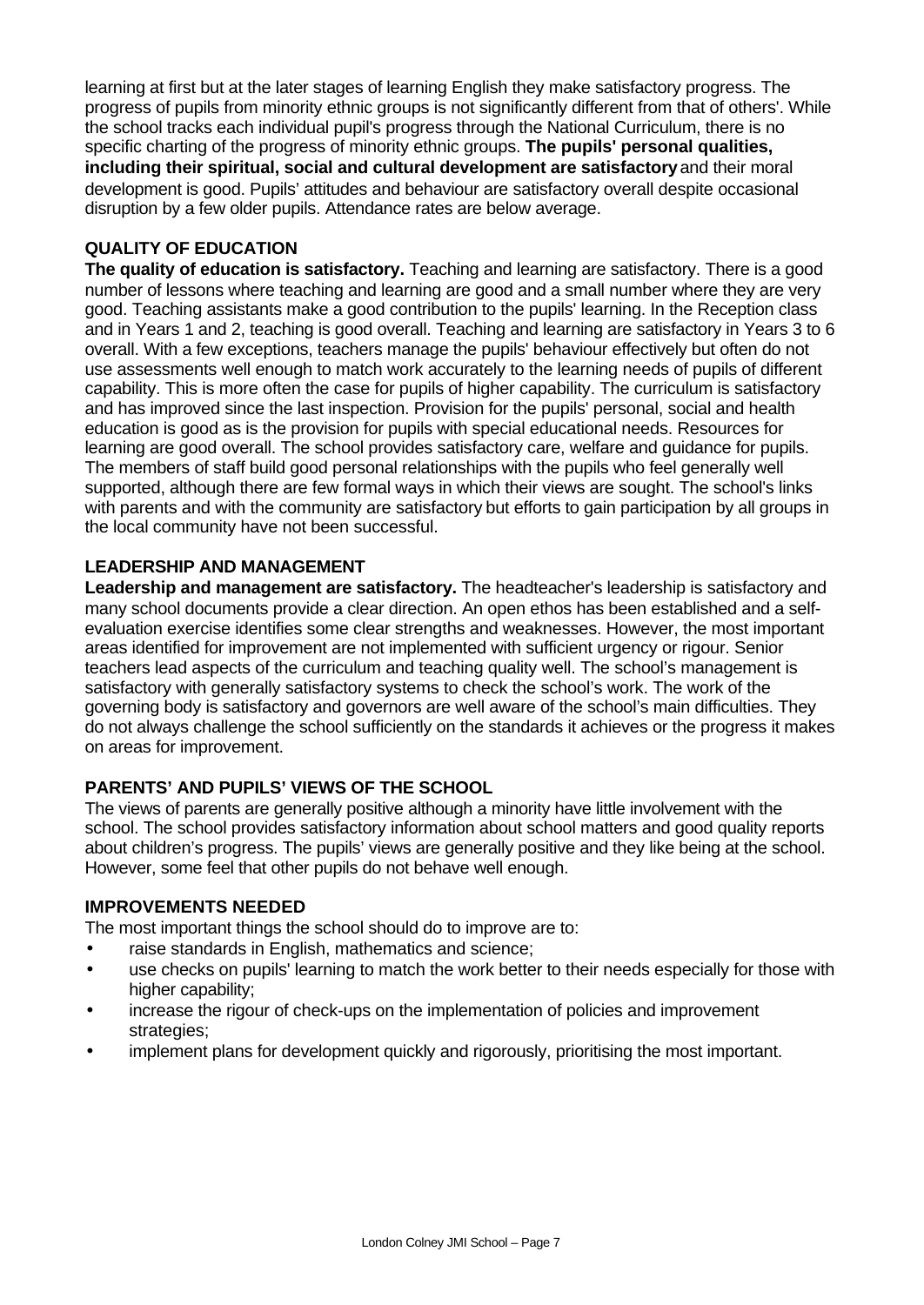learning at first but at the later stages of learning English they make satisfactory progress. The progress of pupils from minority ethnic groups is not significantly different from that of others'. While the school tracks each individual pupil's progress through the National Curriculum, there is no specific charting of the progress of minority ethnic groups. **The pupils' personal qualities, including their spiritual, social and cultural development are satisfactory** and their moral development is good. Pupils' attitudes and behaviour are satisfactory overall despite occasional disruption by a few older pupils. Attendance rates are below average.

## QUALITY OF EDUCATION

**The quality of education is satisfactory.** Teaching and learning are satisfactory. There is a good number of lessons where teaching and learning are good and a small number where they are very good. Teaching assistants make a good contribution to the pupils' learning. In the Reception class and in Years 1 and 2, teaching is good overall. Teaching and learning are satisfactory in Years 3 to 6 overall. With a few exceptions, teachers manage the pupils' behaviour effectively but often do not use assessments well enough to match work accurately to the learning needs of pupils of different capability. This is more often the case for pupils of higher capability. The curriculum is satisfactory and has improved since the last inspection. Provision for the pupils' personal, social and health education is good as is the provision for pupils with special educational needs. Resources for learning are good overall. The school provides satisfactory care, welfare and guidance for pupils. The members of staff build good personal relationships with the pupils who feel generally well supported, although there are few formal ways in which their views are sought. The school's links with parents and with the community are satisfactory but efforts to gain participation by all groups in the local community have not been successful.

## LEADERSHIP AND MANAGEMENT

**Leadership and management are satisfactory.** The headteacher's leadership is satisfactory and many school documents provide a clear direction. An open ethos has been established and a self-evaluation exercise identifies some clear strengths and weaknesses. However, the most important areas identified for improvement are not implemented with sufficient urgency or rigour. Senior teachers lead aspects of the curriculum and teaching quality well. The school's management is satisfactory with generally satisfactory systems to check the school's work. The work of the governing body is satisfactory and governors are well aware of the school's main difficulties. They do not always challenge the school sufficiently on the standards it achieves or the progress it makes on areas for improvement.

## PARENTS' AND PUPILS' VIEWS OF THE SCHOOL

The views of parents are generally positive although a minority have little involvement with the school. The school provides satisfactory information about school matters and good quality reports about children's progress. The pupils' views are generally positive and they like being at the school. However, some feel that other pupils do not behave well enough.

## IMPROVEMENTS NEEDED

The most important things the school should do to improve are to:

- raise standards in English, mathematics and science;
- use checks on pupils' learning to match the work better to their needs especially for those with higher capability;
- increase the rigour of check-ups on the implementation of policies and improvement strategies;
- implement plans for development quickly and rigorously, prioritising the most important.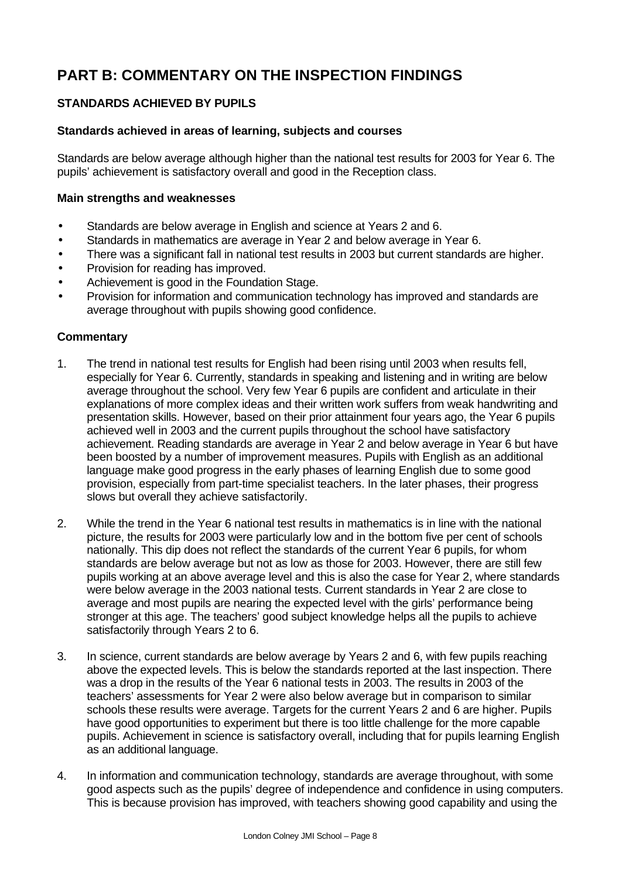# PART B: COMMENTARY ON THE INSPECTION FINDINGS

## STANDARDS ACHIEVED BY PUPILS

### Standards achieved in areas of learning, subjects and courses

Standards are below average although higher than the national test results for 2003 for Year 6. The pupils' achievement is satisfactory overall and good in the Reception class.

### Main strengths and weaknesses

- Standards are below average in English and science at Years 2 and 6.
- Standards in mathematics are average in Year 2 and below average in Year 6.
- There was a significant fall in national test results in 2003 but current standards are higher.
- Provision for reading has improved.
- Achievement is good in the Foundation Stage.
- Provision for information and communication technology has improved and standards are average throughout with pupils showing good confidence.

### Commentary

1. The trend in national test results for English had been rising until 2003 when results fell, especially for Year 6. Currently, standards in speaking and listening and in writing are below average throughout the school. Very few Year 6 pupils are confident and articulate in their explanations of more complex ideas and their written work suffers from weak handwriting and presentation skills. However, based on their prior attainment four years ago, the Year 6 pupils achieved well in 2003 and the current pupils throughout the school have satisfactory achievement. Reading standards are average in Year 2 and below average in Year 6 but have been boosted by a number of improvement measures. Pupils with English as an additional language make good progress in the early phases of learning English due to some good provision, especially from part-time specialist teachers. In the later phases, their progress slows but overall they achieve satisfactorily.

2. While the trend in the Year 6 national test results in mathematics is in line with the national picture, the results for 2003 were particularly low and in the bottom five per cent of schools nationally. This dip does not reflect the standards of the current Year 6 pupils, for whom standards are below average but not as low as those for 2003. However, there are still few pupils working at an above average level and this is also the case for Year 2, where standards were below average in the 2003 national tests. Current standards in Year 2 are close to average and most pupils are nearing the expected level with the girls' performance being stronger at this age. The teachers' good subject knowledge helps all the pupils to achieve satisfactorily through Years 2 to 6.

3. In science, current standards are below average by Years 2 and 6, with few pupils reaching above the expected levels. This is below the standards reported at the last inspection. There was a drop in the results of the Year 6 national tests in 2003. The results in 2003 of the teachers' assessments for Year 2 were also below average but in comparison to similar schools these results were average. Targets for the current Years 2 and 6 are higher. Pupils have good opportunities to experiment but there is too little challenge for the more capable pupils. Achievement in science is satisfactory overall, including that for pupils learning English as an additional language.

4. In information and communication technology, standards are average throughout, with some good aspects such as the pupils' degree of independence and confidence in using computers. This is because provision has improved, with teachers showing good capability and using the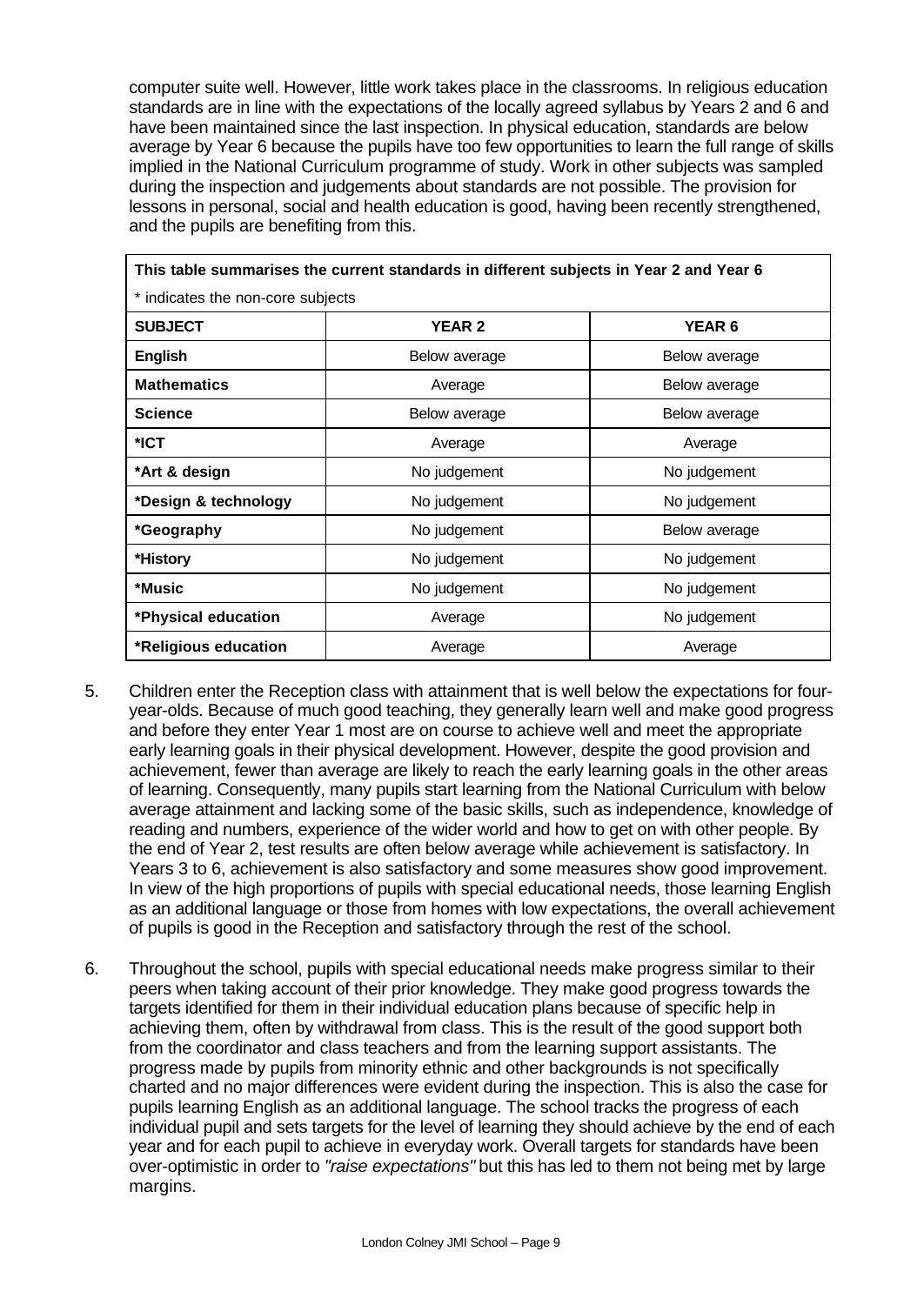computer suite well. However, little work takes place in the classrooms. In religious education standards are in line with the expectations of the locally agreed syllabus by Years 2 and 6 and have been maintained since the last inspection. In physical education, standards are below average by Year 6 because the pupils have too few opportunities to learn the full range of skills implied in the National Curriculum programme of study. Work in other subjects was sampled during the inspection and judgements about standards are not possible. The provision for lessons in personal, social and health education is good, having been recently strengthened, and the pupils are benefiting from this.

**This table summarises the current standards in different subjects in Year 2 and Year 6**

\* indicates the non-core subjects

| SUBJECT | YEAR 2 | YEAR 6 |
|---|---|---|
| **English** | Below average | Below average |
| **Mathematics** | Average | Below average |
| **Science** | Below average | Below average |
| **\*ICT** | Average | Average |
| **\*Art & design** | No judgement | No judgement |
| **\*Design & technology** | No judgement | No judgement |
| **\*Geography** | No judgement | Below average |
| **\*History** | No judgement | No judgement |
| **\*Music** | No judgement | No judgement |
| **\*Physical education** | Average | No judgement |
| **\*Religious education** | Average | Average |

5. Children enter the Reception class with attainment that is well below the expectations for four-year-olds. Because of much good teaching, they generally learn well and make good progress and before they enter Year 1 most are on course to achieve well and meet the appropriate early learning goals in their physical development. However, despite the good provision and achievement, fewer than average are likely to reach the early learning goals in the other areas of learning. Consequently, many pupils start learning from the National Curriculum with below average attainment and lacking some of the basic skills, such as independence, knowledge of reading and numbers, experience of the wider world and how to get on with other people. By the end of Year 2, test results are often below average while achievement is satisfactory. In Years 3 to 6, achievement is also satisfactory and some measures show good improvement. In view of the high proportions of pupils with special educational needs, those learning English as an additional language or those from homes with low expectations, the overall achievement of pupils is good in the Reception and satisfactory through the rest of the school.

6. Throughout the school, pupils with special educational needs make progress similar to their peers when taking account of their prior knowledge. They make good progress towards the targets identified for them in their individual education plans because of specific help in achieving them, often by withdrawal from class. This is the result of the good support both from the coordinator and class teachers and from the learning support assistants. The progress made by pupils from minority ethnic and other backgrounds is not specifically charted and no major differences were evident during the inspection. This is also the case for pupils learning English as an additional language. The school tracks the progress of each individual pupil and sets targets for the level of learning they should achieve by the end of each year and for each pupil to achieve in everyday work. Overall targets for standards have been over-optimistic in order to *"raise expectations"* but this has led to them not being met by large margins.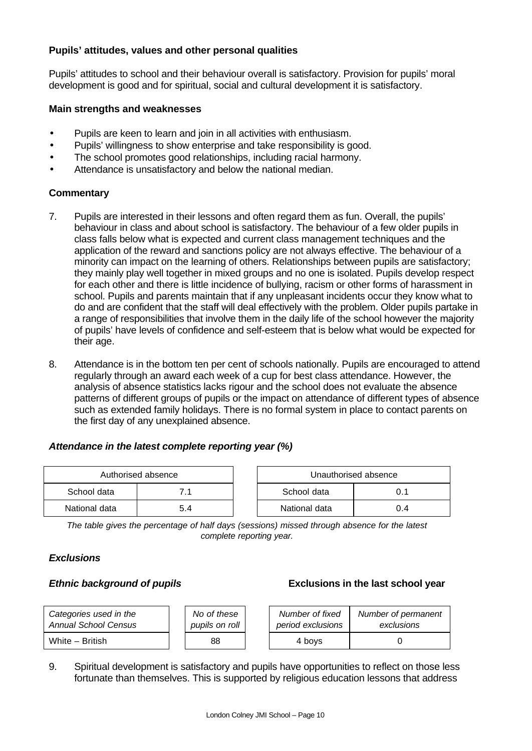### Pupils' attitudes, values and other personal qualities

Pupils' attitudes to school and their behaviour overall is satisfactory. Provision for pupils' moral development is good and for spiritual, social and cultural development it is satisfactory.

#### Main strengths and weaknesses

- Pupils are keen to learn and join in all activities with enthusiasm.
- Pupils' willingness to show enterprise and take responsibility is good.
- The school promotes good relationships, including racial harmony.
- Attendance is unsatisfactory and below the national median.

#### Commentary

7. Pupils are interested in their lessons and often regard them as fun. Overall, the pupils' behaviour in class and about school is satisfactory. The behaviour of a few older pupils in class falls below what is expected and current class management techniques and the application of the reward and sanctions policy are not always effective. The behaviour of a minority can impact on the learning of others. Relationships between pupils are satisfactory; they mainly play well together in mixed groups and no one is isolated. Pupils develop respect for each other and there is little incidence of bullying, racism or other forms of harassment in school. Pupils and parents maintain that if any unpleasant incidents occur they know what to do and are confident that the staff will deal effectively with the problem. Older pupils partake in a range of responsibilities that involve them in the daily life of the school however the majority of pupils' have levels of confidence and self-esteem that is below what would be expected for their age.

8. Attendance is in the bottom ten per cent of schools nationally. Pupils are encouraged to attend regularly through an award each week of a cup for best class attendance. However, the analysis of absence statistics lacks rigour and the school does not evaluate the absence patterns of different groups of pupils or the impact on attendance of different types of absence such as extended family holidays. There is no formal system in place to contact parents on the first day of any unexplained absence.

***Attendance in the latest complete reporting year (%)***

| Authorised absence | |
|---|---|
| School data | 7.1 |
| National data | 5.4 |

| Unauthorised absence | |
|---|---|
| School data | 0.1 |
| National data | 0.4 |

*The table gives the percentage of half days (sessions) missed through absence for the latest complete reporting year.*

***Exclusions***

***Ethnic background of pupils*** **Exclusions in the last school year**

| *Categories used in the Annual School Census* | *No of these pupils on roll* | *Number of fixed period exclusions* | *Number of permanent exclusions* |
|---|---|---|---|
| White – British | 88 | 4 boys | 0 |

9. Spiritual development is satisfactory and pupils have opportunities to reflect on those less fortunate than themselves. This is supported by religious education lessons that address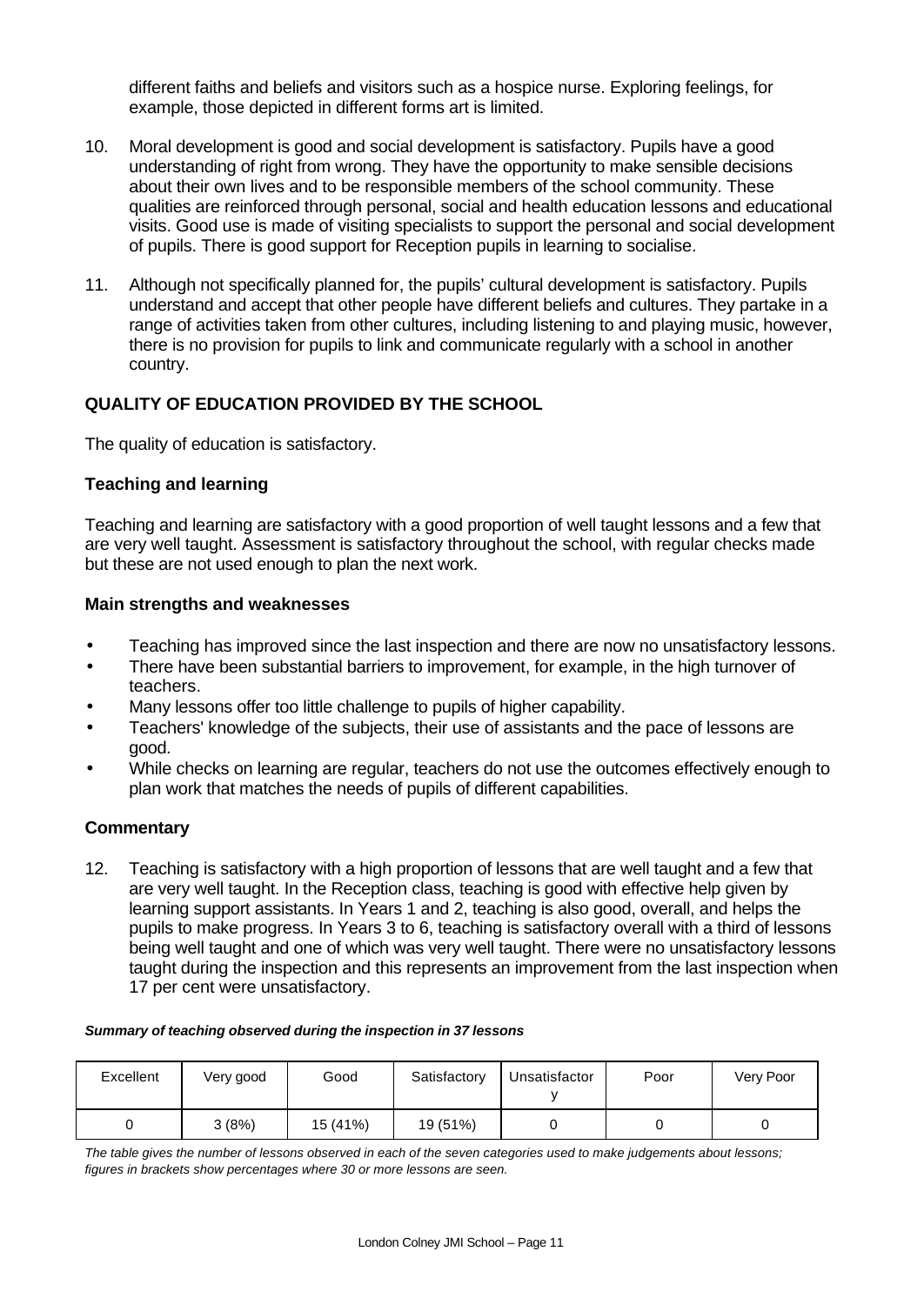different faiths and beliefs and visitors such as a hospice nurse. Exploring feelings, for example, those depicted in different forms art is limited.

10. Moral development is good and social development is satisfactory. Pupils have a good understanding of right from wrong. They have the opportunity to make sensible decisions about their own lives and to be responsible members of the school community. These qualities are reinforced through personal, social and health education lessons and educational visits. Good use is made of visiting specialists to support the personal and social development of pupils. There is good support for Reception pupils in learning to socialise.

11. Although not specifically planned for, the pupils' cultural development is satisfactory. Pupils understand and accept that other people have different beliefs and cultures. They partake in a range of activities taken from other cultures, including listening to and playing music, however, there is no provision for pupils to link and communicate regularly with a school in another country.

## QUALITY OF EDUCATION PROVIDED BY THE SCHOOL

The quality of education is satisfactory.

### Teaching and learning

Teaching and learning are satisfactory with a good proportion of well taught lessons and a few that are very well taught. Assessment is satisfactory throughout the school, with regular checks made but these are not used enough to plan the next work.

### Main strengths and weaknesses

- Teaching has improved since the last inspection and there are now no unsatisfactory lessons.
- There have been substantial barriers to improvement, for example, in the high turnover of teachers.
- Many lessons offer too little challenge to pupils of higher capability.
- Teachers' knowledge of the subjects, their use of assistants and the pace of lessons are good.
- While checks on learning are regular, teachers do not use the outcomes effectively enough to plan work that matches the needs of pupils of different capabilities.

### Commentary

12. Teaching is satisfactory with a high proportion of lessons that are well taught and a few that are very well taught. In the Reception class, teaching is good with effective help given by learning support assistants. In Years 1 and 2, teaching is also good, overall, and helps the pupils to make progress. In Years 3 to 6, teaching is satisfactory overall with a third of lessons being well taught and one of which was very well taught. There were no unsatisfactory lessons taught during the inspection and this represents an improvement from the last inspection when 17 per cent were unsatisfactory.

***Summary of teaching observed during the inspection in 37 lessons***

| Excellent | Very good | Good | Satisfactory | Unsatisfactory | Poor | Very Poor |
|---|---|---|---|---|---|---|
| 0 | 3 (8%) | 15 (41%) | 19 (51%) | 0 | 0 | 0 |

*The table gives the number of lessons observed in each of the seven categories used to make judgements about lessons; figures in brackets show percentages where 30 or more lessons are seen.*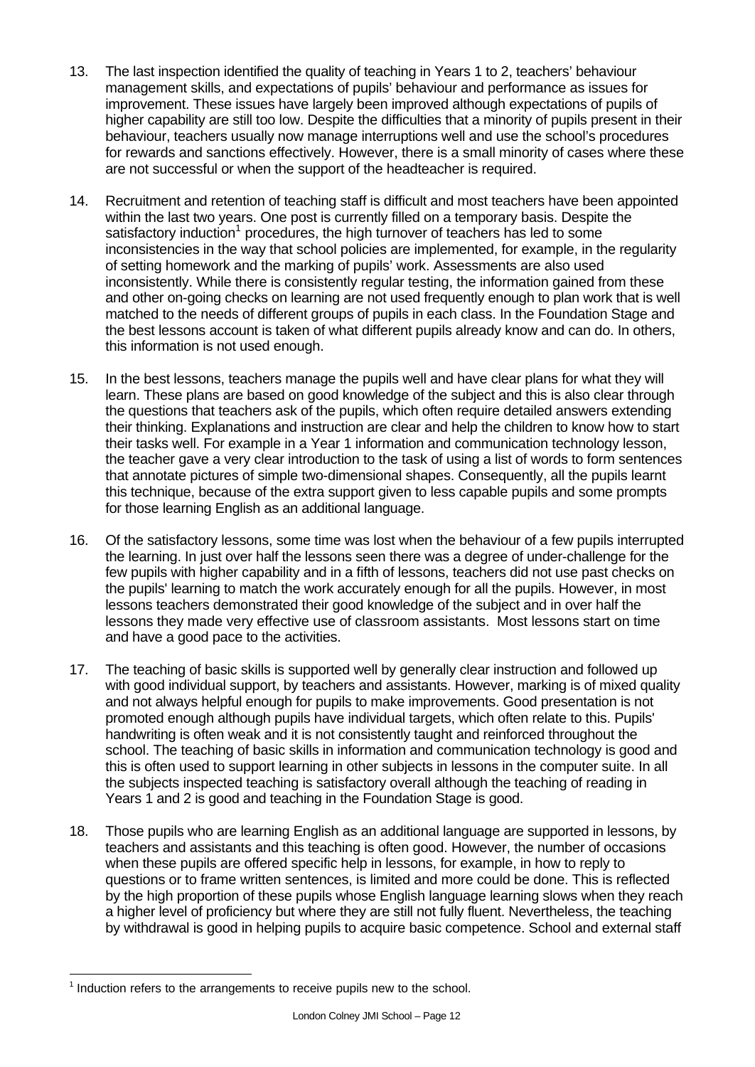13. The last inspection identified the quality of teaching in Years 1 to 2, teachers' behaviour management skills, and expectations of pupils' behaviour and performance as issues for improvement. These issues have largely been improved although expectations of pupils of higher capability are still too low. Despite the difficulties that a minority of pupils present in their behaviour, teachers usually now manage interruptions well and use the school's procedures for rewards and sanctions effectively. However, there is a small minority of cases where these are not successful or when the support of the headteacher is required.

14. Recruitment and retention of teaching staff is difficult and most teachers have been appointed within the last two years. One post is currently filled on a temporary basis. Despite the satisfactory induction[1] procedures, the high turnover of teachers has led to some inconsistencies in the way that school policies are implemented, for example, in the regularity of setting homework and the marking of pupils' work. Assessments are also used inconsistently. While there is consistently regular testing, the information gained from these and other on-going checks on learning are not used frequently enough to plan work that is well matched to the needs of different groups of pupils in each class. In the Foundation Stage and the best lessons account is taken of what different pupils already know and can do. In others, this information is not used enough.

15. In the best lessons, teachers manage the pupils well and have clear plans for what they will learn. These plans are based on good knowledge of the subject and this is also clear through the questions that teachers ask of the pupils, which often require detailed answers extending their thinking. Explanations and instruction are clear and help the children to know how to start their tasks well. For example in a Year 1 information and communication technology lesson, the teacher gave a very clear introduction to the task of using a list of words to form sentences that annotate pictures of simple two-dimensional shapes. Consequently, all the pupils learnt this technique, because of the extra support given to less capable pupils and some prompts for those learning English as an additional language.

16. Of the satisfactory lessons, some time was lost when the behaviour of a few pupils interrupted the learning. In just over half the lessons seen there was a degree of under-challenge for the few pupils with higher capability and in a fifth of lessons, teachers did not use past checks on the pupils' learning to match the work accurately enough for all the pupils. However, in most lessons teachers demonstrated their good knowledge of the subject and in over half the lessons they made very effective use of classroom assistants. Most lessons start on time and have a good pace to the activities.

17. The teaching of basic skills is supported well by generally clear instruction and followed up with good individual support, by teachers and assistants. However, marking is of mixed quality and not always helpful enough for pupils to make improvements. Good presentation is not promoted enough although pupils have individual targets, which often relate to this. Pupils' handwriting is often weak and it is not consistently taught and reinforced throughout the school. The teaching of basic skills in information and communication technology is good and this is often used to support learning in other subjects in lessons in the computer suite. In all the subjects inspected teaching is satisfactory overall although the teaching of reading in Years 1 and 2 is good and teaching in the Foundation Stage is good.

18. Those pupils who are learning English as an additional language are supported in lessons, by teachers and assistants and this teaching is often good. However, the number of occasions when these pupils are offered specific help in lessons, for example, in how to reply to questions or to frame written sentences, is limited and more could be done. This is reflected by the high proportion of these pupils whose English language learning slows when they reach a higher level of proficiency but where they are still not fully fluent. Nevertheless, the teaching by withdrawal is good in helping pupils to acquire basic competence. School and external staff

[1] Induction refers to the arrangements to receive pupils new to the school.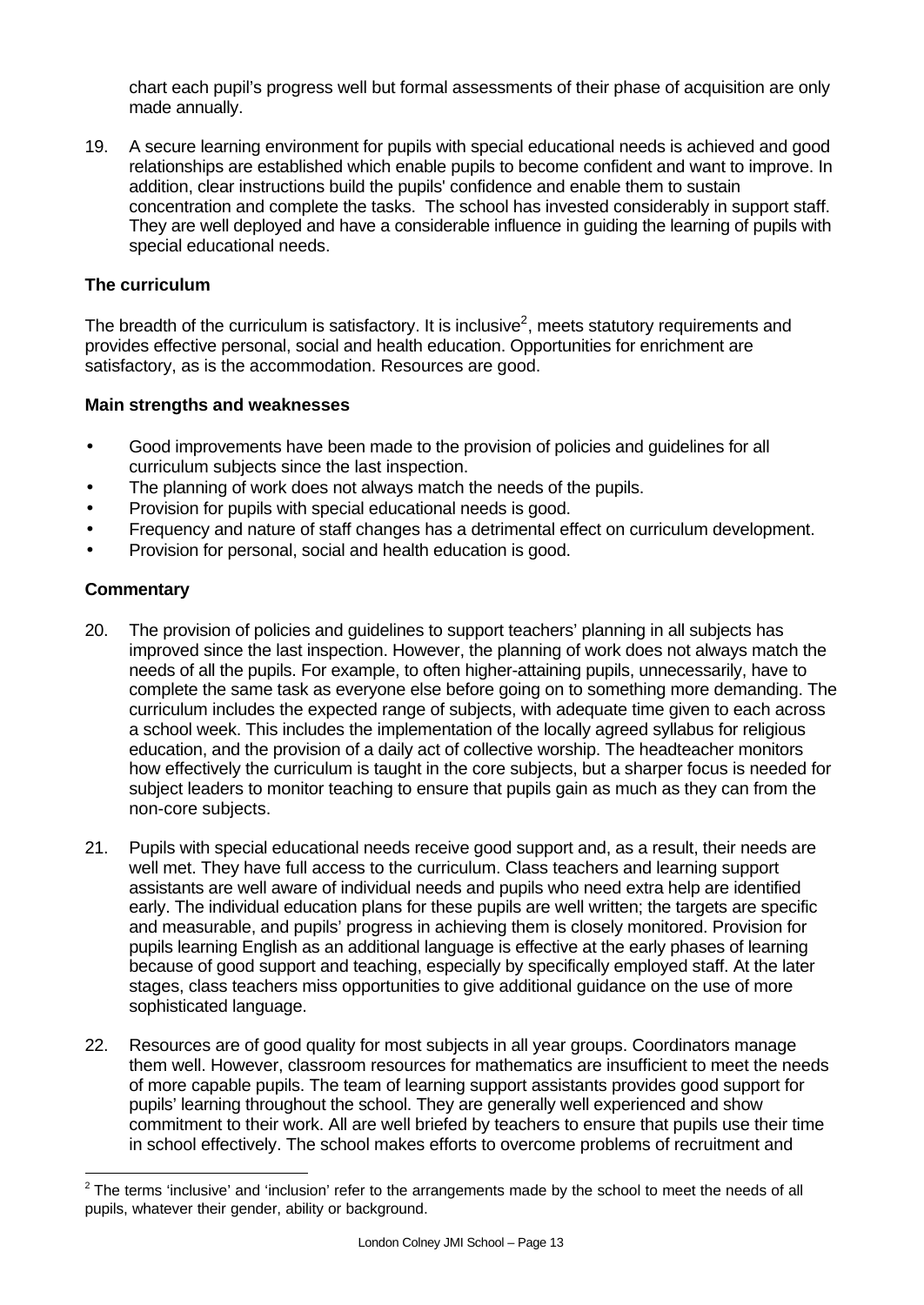chart each pupil's progress well but formal assessments of their phase of acquisition are only made annually.

19. A secure learning environment for pupils with special educational needs is achieved and good relationships are established which enable pupils to become confident and want to improve. In addition, clear instructions build the pupils' confidence and enable them to sustain concentration and complete the tasks. The school has invested considerably in support staff. They are well deployed and have a considerable influence in guiding the learning of pupils with special educational needs.

### The curriculum

The breadth of the curriculum is satisfactory. It is inclusive[2], meets statutory requirements and provides effective personal, social and health education. Opportunities for enrichment are satisfactory, as is the accommodation. Resources are good.

### Main strengths and weaknesses

- Good improvements have been made to the provision of policies and guidelines for all curriculum subjects since the last inspection.
- The planning of work does not always match the needs of the pupils.
- Provision for pupils with special educational needs is good.
- Frequency and nature of staff changes has a detrimental effect on curriculum development.
- Provision for personal, social and health education is good.

### Commentary

20. The provision of policies and guidelines to support teachers' planning in all subjects has improved since the last inspection. However, the planning of work does not always match the needs of all the pupils. For example, to often higher-attaining pupils, unnecessarily, have to complete the same task as everyone else before going on to something more demanding. The curriculum includes the expected range of subjects, with adequate time given to each across a school week. This includes the implementation of the locally agreed syllabus for religious education, and the provision of a daily act of collective worship. The headteacher monitors how effectively the curriculum is taught in the core subjects, but a sharper focus is needed for subject leaders to monitor teaching to ensure that pupils gain as much as they can from the non-core subjects.

21. Pupils with special educational needs receive good support and, as a result, their needs are well met. They have full access to the curriculum. Class teachers and learning support assistants are well aware of individual needs and pupils who need extra help are identified early. The individual education plans for these pupils are well written; the targets are specific and measurable, and pupils' progress in achieving them is closely monitored. Provision for pupils learning English as an additional language is effective at the early phases of learning because of good support and teaching, especially by specifically employed staff. At the later stages, class teachers miss opportunities to give additional guidance on the use of more sophisticated language.

22. Resources are of good quality for most subjects in all year groups. Coordinators manage them well. However, classroom resources for mathematics are insufficient to meet the needs of more capable pupils. The team of learning support assistants provides good support for pupils' learning throughout the school. They are generally well experienced and show commitment to their work. All are well briefed by teachers to ensure that pupils use their time in school effectively. The school makes efforts to overcome problems of recruitment and

---

[2] The terms 'inclusive' and 'inclusion' refer to the arrangements made by the school to meet the needs of all pupils, whatever their gender, ability or background.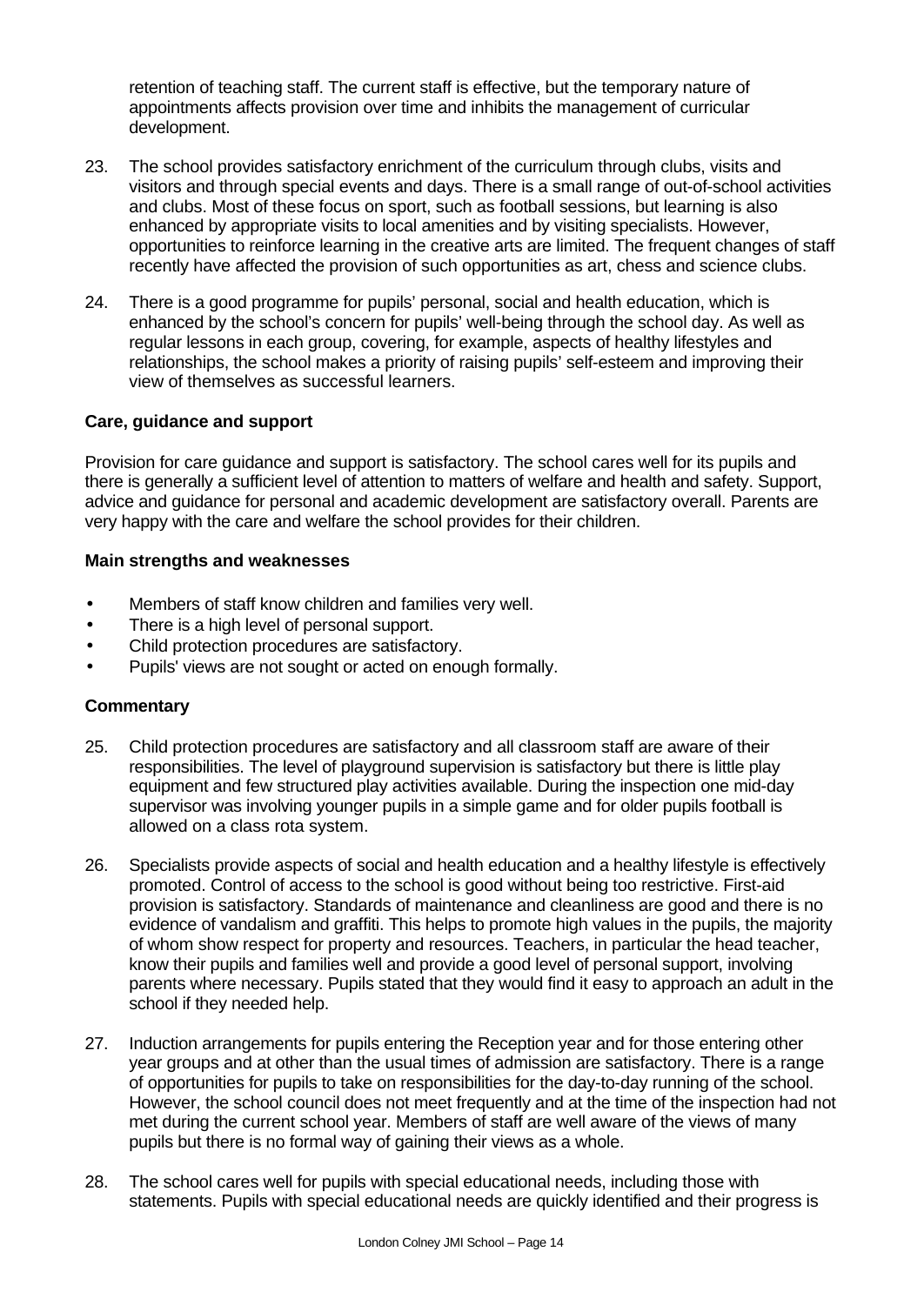retention of teaching staff. The current staff is effective, but the temporary nature of appointments affects provision over time and inhibits the management of curricular development.

23. The school provides satisfactory enrichment of the curriculum through clubs, visits and visitors and through special events and days. There is a small range of out-of-school activities and clubs. Most of these focus on sport, such as football sessions, but learning is also enhanced by appropriate visits to local amenities and by visiting specialists. However, opportunities to reinforce learning in the creative arts are limited. The frequent changes of staff recently have affected the provision of such opportunities as art, chess and science clubs.

24. There is a good programme for pupils' personal, social and health education, which is enhanced by the school's concern for pupils' well-being through the school day. As well as regular lessons in each group, covering, for example, aspects of healthy lifestyles and relationships, the school makes a priority of raising pupils' self-esteem and improving their view of themselves as successful learners.

### Care, guidance and support

Provision for care guidance and support is satisfactory. The school cares well for its pupils and there is generally a sufficient level of attention to matters of welfare and health and safety. Support, advice and guidance for personal and academic development are satisfactory overall. Parents are very happy with the care and welfare the school provides for their children.

#### Main strengths and weaknesses

- Members of staff know children and families very well.
- There is a high level of personal support.
- Child protection procedures are satisfactory.
- Pupils' views are not sought or acted on enough formally.

#### Commentary

25. Child protection procedures are satisfactory and all classroom staff are aware of their responsibilities. The level of playground supervision is satisfactory but there is little play equipment and few structured play activities available. During the inspection one mid-day supervisor was involving younger pupils in a simple game and for older pupils football is allowed on a class rota system.

26. Specialists provide aspects of social and health education and a healthy lifestyle is effectively promoted. Control of access to the school is good without being too restrictive. First-aid provision is satisfactory. Standards of maintenance and cleanliness are good and there is no evidence of vandalism and graffiti. This helps to promote high values in the pupils, the majority of whom show respect for property and resources. Teachers, in particular the head teacher, know their pupils and families well and provide a good level of personal support, involving parents where necessary. Pupils stated that they would find it easy to approach an adult in the school if they needed help.

27. Induction arrangements for pupils entering the Reception year and for those entering other year groups and at other than the usual times of admission are satisfactory. There is a range of opportunities for pupils to take on responsibilities for the day-to-day running of the school. However, the school council does not meet frequently and at the time of the inspection had not met during the current school year. Members of staff are well aware of the views of many pupils but there is no formal way of gaining their views as a whole.

28. The school cares well for pupils with special educational needs, including those with statements. Pupils with special educational needs are quickly identified and their progress is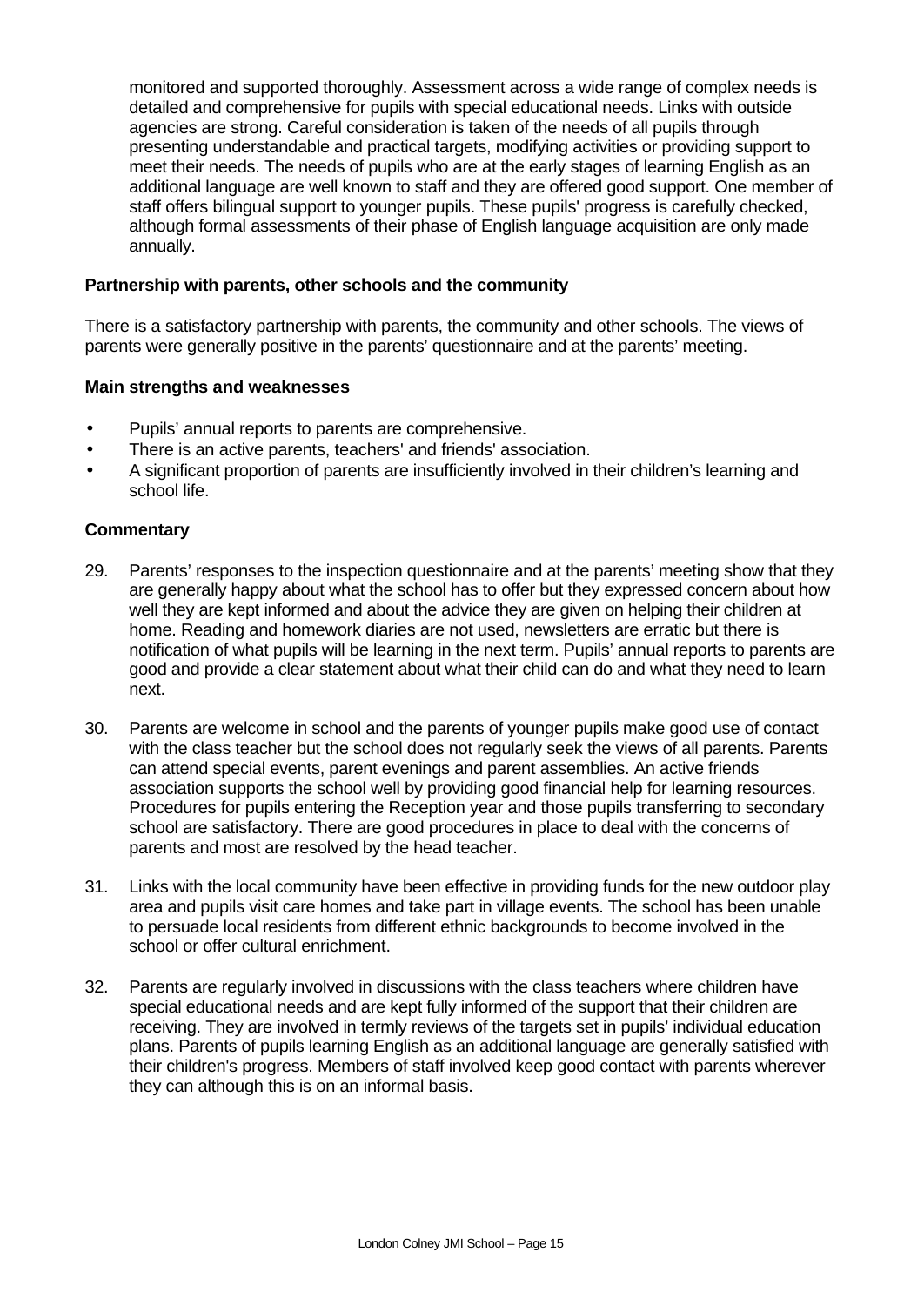monitored and supported thoroughly. Assessment across a wide range of complex needs is detailed and comprehensive for pupils with special educational needs. Links with outside agencies are strong. Careful consideration is taken of the needs of all pupils through presenting understandable and practical targets, modifying activities or providing support to meet their needs. The needs of pupils who are at the early stages of learning English as an additional language are well known to staff and they are offered good support. One member of staff offers bilingual support to younger pupils. These pupils' progress is carefully checked, although formal assessments of their phase of English language acquisition are only made annually.

### Partnership with parents, other schools and the community

There is a satisfactory partnership with parents, the community and other schools. The views of parents were generally positive in the parents' questionnaire and at the parents' meeting.

### Main strengths and weaknesses

- Pupils' annual reports to parents are comprehensive.
- There is an active parents, teachers' and friends' association.
- A significant proportion of parents are insufficiently involved in their children's learning and school life.

### Commentary

29. Parents' responses to the inspection questionnaire and at the parents' meeting show that they are generally happy about what the school has to offer but they expressed concern about how well they are kept informed and about the advice they are given on helping their children at home. Reading and homework diaries are not used, newsletters are erratic but there is notification of what pupils will be learning in the next term. Pupils' annual reports to parents are good and provide a clear statement about what their child can do and what they need to learn next.

30. Parents are welcome in school and the parents of younger pupils make good use of contact with the class teacher but the school does not regularly seek the views of all parents. Parents can attend special events, parent evenings and parent assemblies. An active friends association supports the school well by providing good financial help for learning resources. Procedures for pupils entering the Reception year and those pupils transferring to secondary school are satisfactory. There are good procedures in place to deal with the concerns of parents and most are resolved by the head teacher.

31. Links with the local community have been effective in providing funds for the new outdoor play area and pupils visit care homes and take part in village events. The school has been unable to persuade local residents from different ethnic backgrounds to become involved in the school or offer cultural enrichment.

32. Parents are regularly involved in discussions with the class teachers where children have special educational needs and are kept fully informed of the support that their children are receiving. They are involved in termly reviews of the targets set in pupils' individual education plans. Parents of pupils learning English as an additional language are generally satisfied with their children's progress. Members of staff involved keep good contact with parents wherever they can although this is on an informal basis.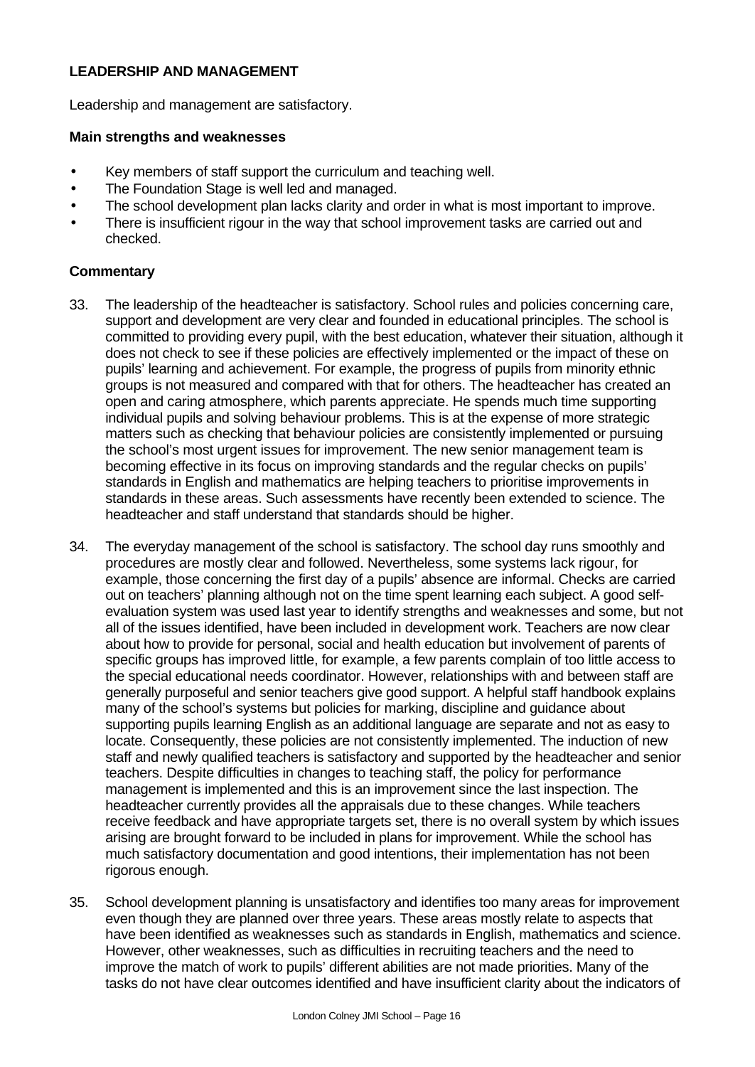**LEADERSHIP AND MANAGEMENT**

Leadership and management are satisfactory.

**Main strengths and weaknesses**

- Key members of staff support the curriculum and teaching well.
- The Foundation Stage is well led and managed.
- The school development plan lacks clarity and order in what is most important to improve.
- There is insufficient rigour in the way that school improvement tasks are carried out and checked.

**Commentary**

33. The leadership of the headteacher is satisfactory. School rules and policies concerning care, support and development are very clear and founded in educational principles. The school is committed to providing every pupil, with the best education, whatever their situation, although it does not check to see if these policies are effectively implemented or the impact of these on pupils' learning and achievement. For example, the progress of pupils from minority ethnic groups is not measured and compared with that for others. The headteacher has created an open and caring atmosphere, which parents appreciate. He spends much time supporting individual pupils and solving behaviour problems. This is at the expense of more strategic matters such as checking that behaviour policies are consistently implemented or pursuing the school's most urgent issues for improvement. The new senior management team is becoming effective in its focus on improving standards and the regular checks on pupils' standards in English and mathematics are helping teachers to prioritise improvements in standards in these areas. Such assessments have recently been extended to science. The headteacher and staff understand that standards should be higher.

34. The everyday management of the school is satisfactory. The school day runs smoothly and procedures are mostly clear and followed. Nevertheless, some systems lack rigour, for example, those concerning the first day of a pupils' absence are informal. Checks are carried out on teachers' planning although not on the time spent learning each subject. A good self-evaluation system was used last year to identify strengths and weaknesses and some, but not all of the issues identified, have been included in development work. Teachers are now clear about how to provide for personal, social and health education but involvement of parents of specific groups has improved little, for example, a few parents complain of too little access to the special educational needs coordinator. However, relationships with and between staff are generally purposeful and senior teachers give good support. A helpful staff handbook explains many of the school's systems but policies for marking, discipline and guidance about supporting pupils learning English as an additional language are separate and not as easy to locate. Consequently, these policies are not consistently implemented. The induction of new staff and newly qualified teachers is satisfactory and supported by the headteacher and senior teachers. Despite difficulties in changes to teaching staff, the policy for performance management is implemented and this is an improvement since the last inspection. The headteacher currently provides all the appraisals due to these changes. While teachers receive feedback and have appropriate targets set, there is no overall system by which issues arising are brought forward to be included in plans for improvement. While the school has much satisfactory documentation and good intentions, their implementation has not been rigorous enough.

35. School development planning is unsatisfactory and identifies too many areas for improvement even though they are planned over three years. These areas mostly relate to aspects that have been identified as weaknesses such as standards in English, mathematics and science. However, other weaknesses, such as difficulties in recruiting teachers and the need to improve the match of work to pupils' different abilities are not made priorities. Many of the tasks do not have clear outcomes identified and have insufficient clarity about the indicators of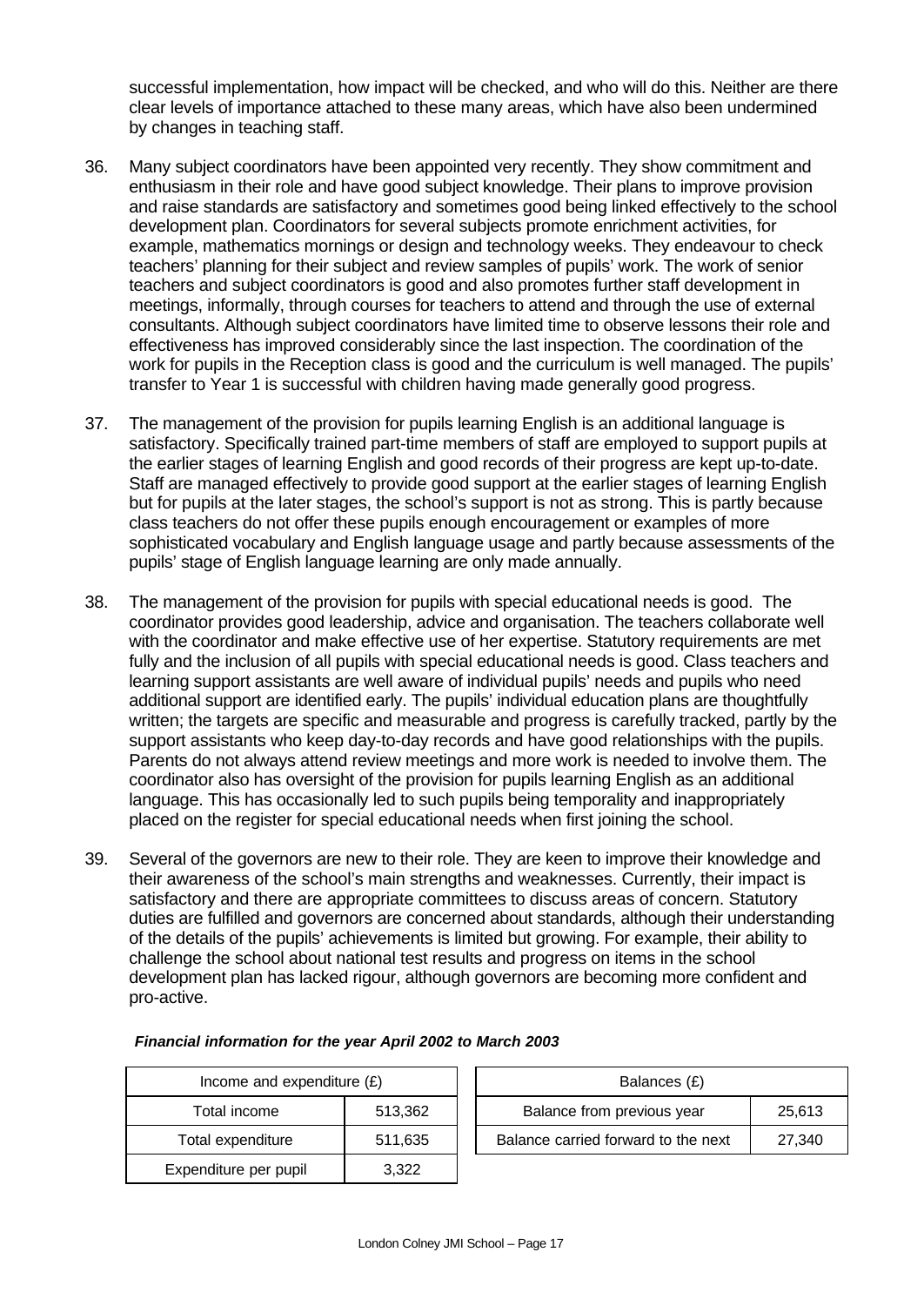successful implementation, how impact will be checked, and who will do this. Neither are there clear levels of importance attached to these many areas, which have also been undermined by changes in teaching staff.

36. Many subject coordinators have been appointed very recently. They show commitment and enthusiasm in their role and have good subject knowledge. Their plans to improve provision and raise standards are satisfactory and sometimes good being linked effectively to the school development plan. Coordinators for several subjects promote enrichment activities, for example, mathematics mornings or design and technology weeks. They endeavour to check teachers' planning for their subject and review samples of pupils' work. The work of senior teachers and subject coordinators is good and also promotes further staff development in meetings, informally, through courses for teachers to attend and through the use of external consultants. Although subject coordinators have limited time to observe lessons their role and effectiveness has improved considerably since the last inspection. The coordination of the work for pupils in the Reception class is good and the curriculum is well managed. The pupils' transfer to Year 1 is successful with children having made generally good progress.

37. The management of the provision for pupils learning English is an additional language is satisfactory. Specifically trained part-time members of staff are employed to support pupils at the earlier stages of learning English and good records of their progress are kept up-to-date. Staff are managed effectively to provide good support at the earlier stages of learning English but for pupils at the later stages, the school's support is not as strong. This is partly because class teachers do not offer these pupils enough encouragement or examples of more sophisticated vocabulary and English language usage and partly because assessments of the pupils' stage of English language learning are only made annually.

38. The management of the provision for pupils with special educational needs is good. The coordinator provides good leadership, advice and organisation. The teachers collaborate well with the coordinator and make effective use of her expertise. Statutory requirements are met fully and the inclusion of all pupils with special educational needs is good. Class teachers and learning support assistants are well aware of individual pupils' needs and pupils who need additional support are identified early. The pupils' individual education plans are thoughtfully written; the targets are specific and measurable and progress is carefully tracked, partly by the support assistants who keep day-to-day records and have good relationships with the pupils. Parents do not always attend review meetings and more work is needed to involve them. The coordinator also has oversight of the provision for pupils learning English as an additional language. This has occasionally led to such pupils being temporality and inappropriately placed on the register for special educational needs when first joining the school.

39. Several of the governors are new to their role. They are keen to improve their knowledge and their awareness of the school's main strengths and weaknesses. Currently, their impact is satisfactory and there are appropriate committees to discuss areas of concern. Statutory duties are fulfilled and governors are concerned about standards, although their understanding of the details of the pupils' achievements is limited but growing. For example, their ability to challenge the school about national test results and progress on items in the school development plan has lacked rigour, although governors are becoming more confident and pro-active.

***Financial information for the year April 2002 to March 2003***

| Income and expenditure (£) | |
|---|---|
| Total income | 513,362 |
| Total expenditure | 511,635 |
| Expenditure per pupil | 3,322 |

| Balances (£) | |
|---|---|
| Balance from previous year | 25,613 |
| Balance carried forward to the next | 27,340 |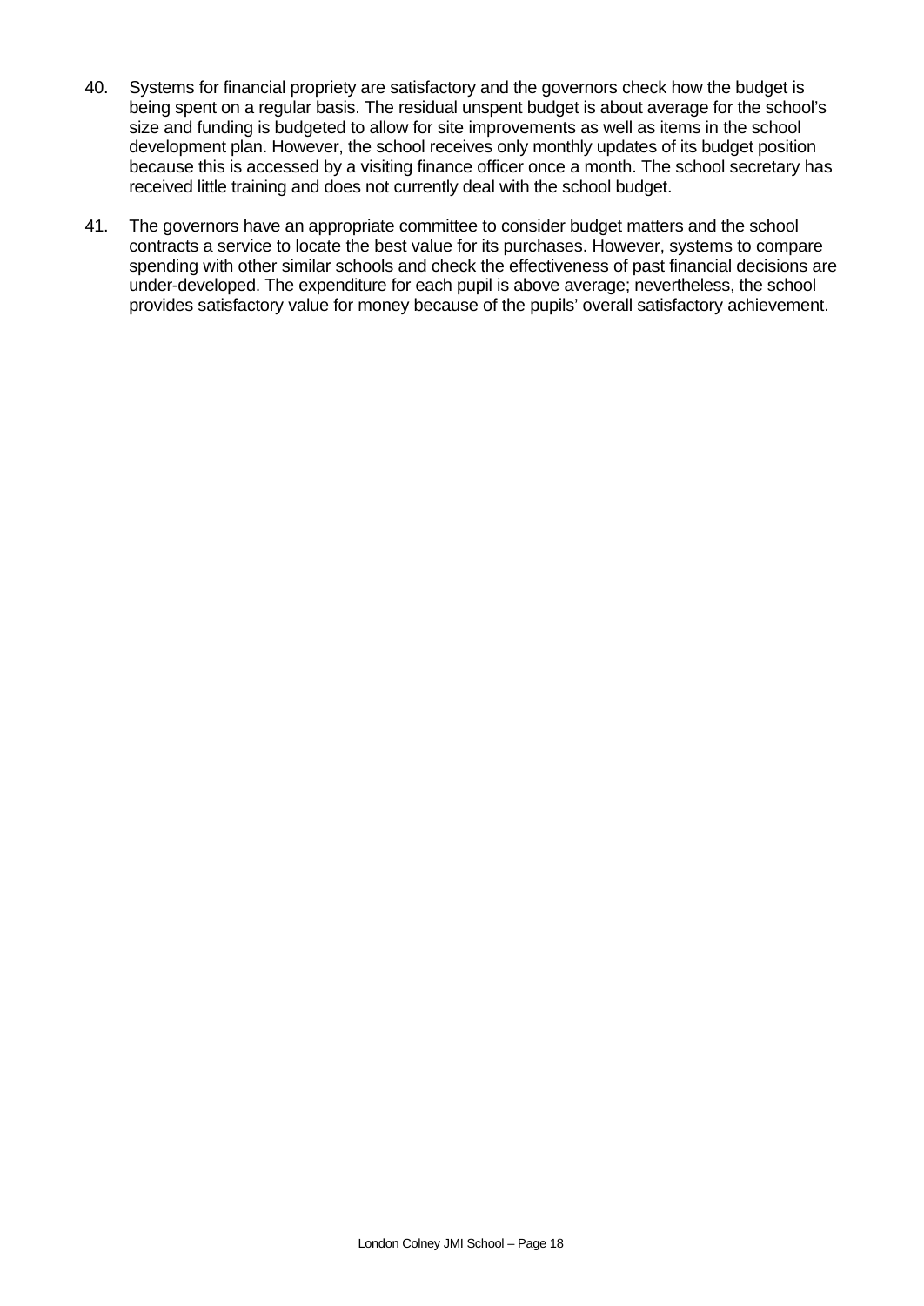40. Systems for financial propriety are satisfactory and the governors check how the budget is being spent on a regular basis. The residual unspent budget is about average for the school's size and funding is budgeted to allow for site improvements as well as items in the school development plan. However, the school receives only monthly updates of its budget position because this is accessed by a visiting finance officer once a month. The school secretary has received little training and does not currently deal with the school budget.

41. The governors have an appropriate committee to consider budget matters and the school contracts a service to locate the best value for its purchases. However, systems to compare spending with other similar schools and check the effectiveness of past financial decisions are under-developed. The expenditure for each pupil is above average; nevertheless, the school provides satisfactory value for money because of the pupils' overall satisfactory achievement.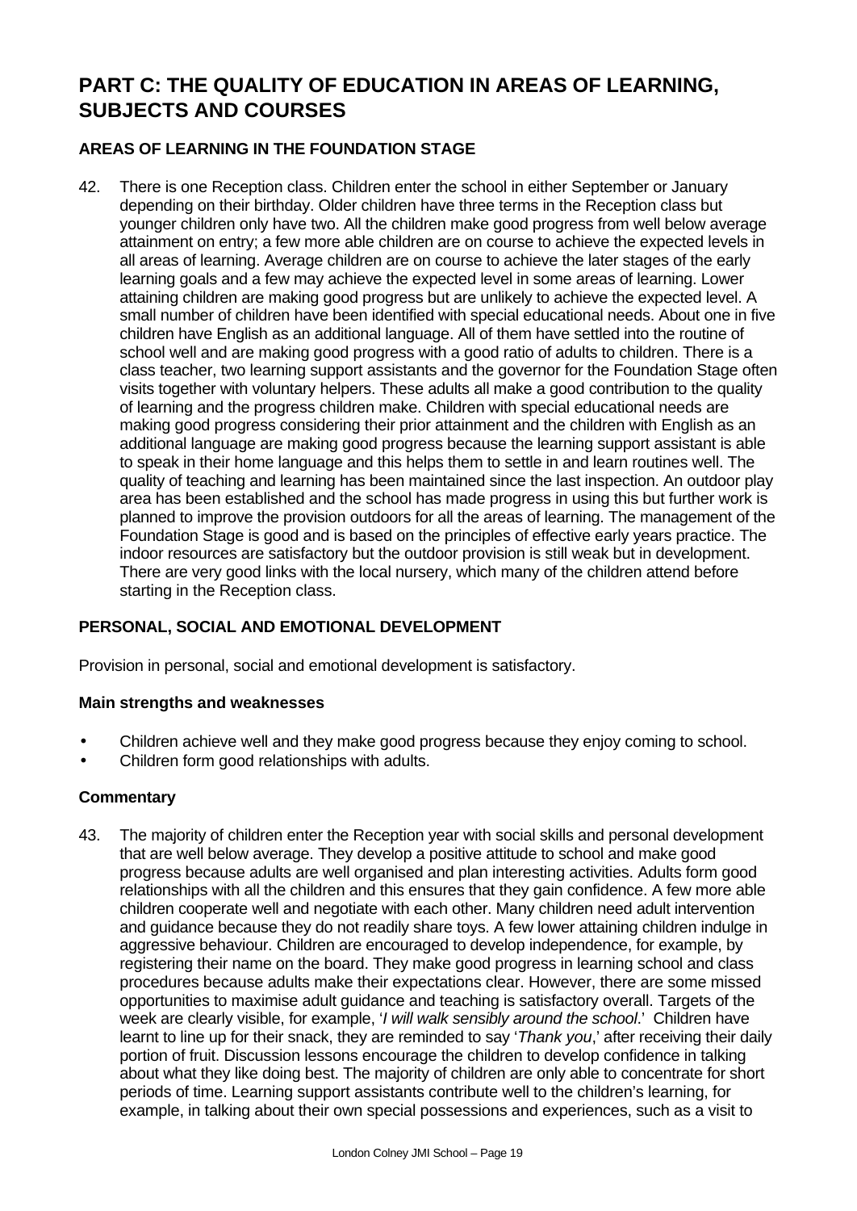# PART C: THE QUALITY OF EDUCATION IN AREAS OF LEARNING, SUBJECTS AND COURSES

## AREAS OF LEARNING IN THE FOUNDATION STAGE

42. There is one Reception class. Children enter the school in either September or January depending on their birthday. Older children have three terms in the Reception class but younger children only have two. All the children make good progress from well below average attainment on entry; a few more able children are on course to achieve the expected levels in all areas of learning. Average children are on course to achieve the later stages of the early learning goals and a few may achieve the expected level in some areas of learning. Lower attaining children are making good progress but are unlikely to achieve the expected level. A small number of children have been identified with special educational needs. About one in five children have English as an additional language. All of them have settled into the routine of school well and are making good progress with a good ratio of adults to children. There is a class teacher, two learning support assistants and the governor for the Foundation Stage often visits together with voluntary helpers. These adults all make a good contribution to the quality of learning and the progress children make. Children with special educational needs are making good progress considering their prior attainment and the children with English as an additional language are making good progress because the learning support assistant is able to speak in their home language and this helps them to settle in and learn routines well. The quality of teaching and learning has been maintained since the last inspection. An outdoor play area has been established and the school has made progress in using this but further work is planned to improve the provision outdoors for all the areas of learning. The management of the Foundation Stage is good and is based on the principles of effective early years practice. The indoor resources are satisfactory but the outdoor provision is still weak but in development. There are very good links with the local nursery, which many of the children attend before starting in the Reception class.

## PERSONAL, SOCIAL AND EMOTIONAL DEVELOPMENT

Provision in personal, social and emotional development is satisfactory.

### Main strengths and weaknesses

- Children achieve well and they make good progress because they enjoy coming to school.
- Children form good relationships with adults.

### Commentary

43. The majority of children enter the Reception year with social skills and personal development that are well below average. They develop a positive attitude to school and make good progress because adults are well organised and plan interesting activities. Adults form good relationships with all the children and this ensures that they gain confidence. A few more able children cooperate well and negotiate with each other. Many children need adult intervention and guidance because they do not readily share toys. A few lower attaining children indulge in aggressive behaviour. Children are encouraged to develop independence, for example, by registering their name on the board. They make good progress in learning school and class procedures because adults make their expectations clear. However, there are some missed opportunities to maximise adult guidance and teaching is satisfactory overall. Targets of the week are clearly visible, for example, '*I will walk sensibly around the school*.' Children have learnt to line up for their snack, they are reminded to say '*Thank you*,' after receiving their daily portion of fruit. Discussion lessons encourage the children to develop confidence in talking about what they like doing best. The majority of children are only able to concentrate for short periods of time. Learning support assistants contribute well to the children's learning, for example, in talking about their own special possessions and experiences, such as a visit to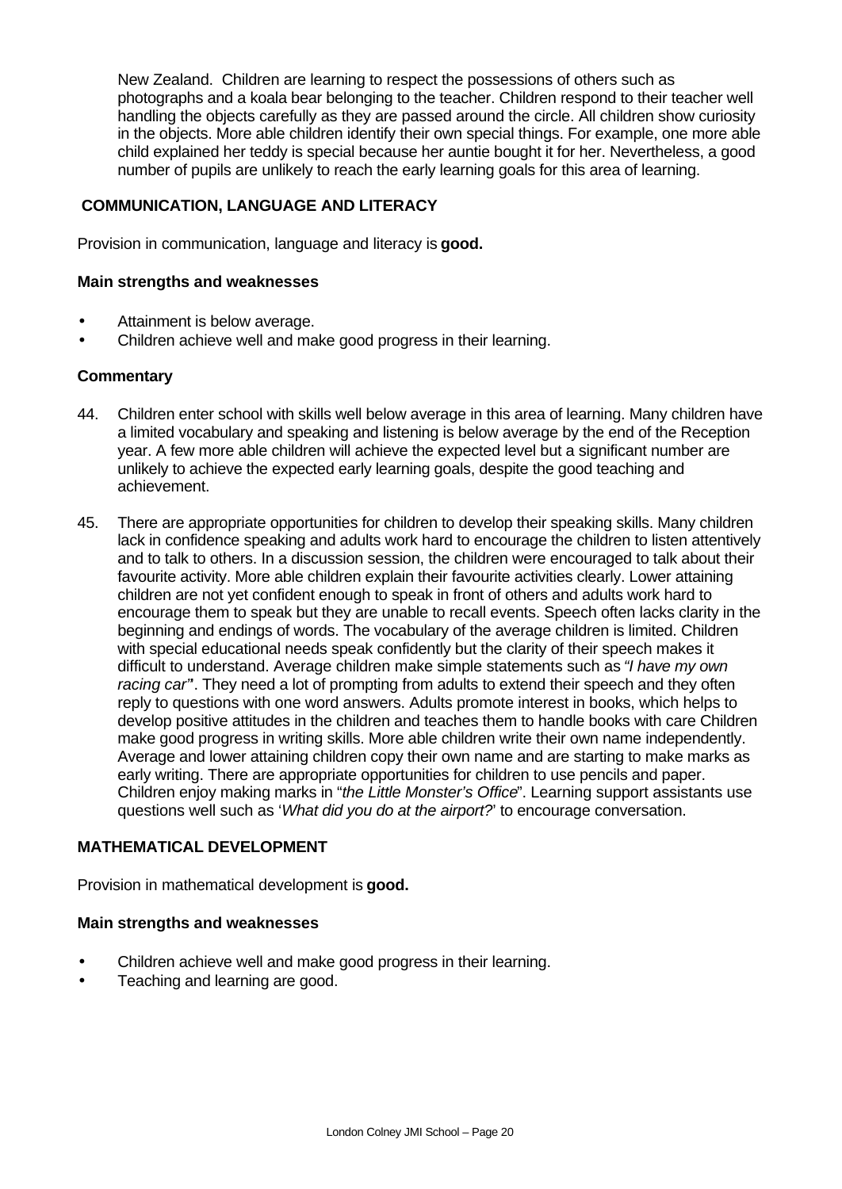New Zealand. Children are learning to respect the possessions of others such as photographs and a koala bear belonging to the teacher. Children respond to their teacher well handling the objects carefully as they are passed around the circle. All children show curiosity in the objects. More able children identify their own special things. For example, one more able child explained her teddy is special because her auntie bought it for her. Nevertheless, a good number of pupils are unlikely to reach the early learning goals for this area of learning.

### COMMUNICATION, LANGUAGE AND LITERACY

Provision in communication, language and literacy is **good.**

#### Main strengths and weaknesses

- Attainment is below average.
- Children achieve well and make good progress in their learning.

#### Commentary

44. Children enter school with skills well below average in this area of learning. Many children have a limited vocabulary and speaking and listening is below average by the end of the Reception year. A few more able children will achieve the expected level but a significant number are unlikely to achieve the expected early learning goals, despite the good teaching and achievement.

45. There are appropriate opportunities for children to develop their speaking skills. Many children lack in confidence speaking and adults work hard to encourage the children to listen attentively and to talk to others. In a discussion session, the children were encouraged to talk about their favourite activity. More able children explain their favourite activities clearly. Lower attaining children are not yet confident enough to speak in front of others and adults work hard to encourage them to speak but they are unable to recall events. Speech often lacks clarity in the beginning and endings of words. The vocabulary of the average children is limited. Children with special educational needs speak confidently but the clarity of their speech makes it difficult to understand. Average children make simple statements such as *"I have my own racing car"*. They need a lot of prompting from adults to extend their speech and they often reply to questions with one word answers. Adults promote interest in books, which helps to develop positive attitudes in the children and teaches them to handle books with care Children make good progress in writing skills. More able children write their own name independently. Average and lower attaining children copy their own name and are starting to make marks as early writing. There are appropriate opportunities for children to use pencils and paper. Children enjoy making marks in "*the Little Monster's Office*". Learning support assistants use questions well such as '*What did you do at the airport?*' to encourage conversation.

### MATHEMATICAL DEVELOPMENT

Provision in mathematical development is **good.**

#### Main strengths and weaknesses

- Children achieve well and make good progress in their learning.
- Teaching and learning are good.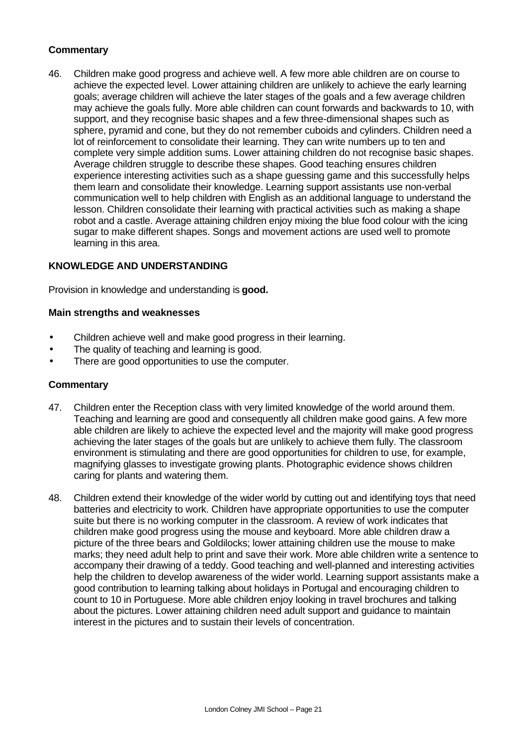**Commentary**

46. Children make good progress and achieve well. A few more able children are on course to achieve the expected level. Lower attaining children are unlikely to achieve the early learning goals; average children will achieve the later stages of the goals and a few average children may achieve the goals fully. More able children can count forwards and backwards to 10, with support, and they recognise basic shapes and a few three-dimensional shapes such as sphere, pyramid and cone, but they do not remember cuboids and cylinders. Children need a lot of reinforcement to consolidate their learning. They can write numbers up to ten and complete very simple addition sums. Lower attaining children do not recognise basic shapes. Average children struggle to describe these shapes. Good teaching ensures children experience interesting activities such as a shape guessing game and this successfully helps them learn and consolidate their knowledge. Learning support assistants use non-verbal communication well to help children with English as an additional language to understand the lesson. Children consolidate their learning with practical activities such as making a shape robot and a castle. Average attaining children enjoy mixing the blue food colour with the icing sugar to make different shapes. Songs and movement actions are used well to promote learning in this area.

**KNOWLEDGE AND UNDERSTANDING**

Provision in knowledge and understanding is **good.**

**Main strengths and weaknesses**

- Children achieve well and make good progress in their learning.
- The quality of teaching and learning is good.
- There are good opportunities to use the computer.

**Commentary**

47. Children enter the Reception class with very limited knowledge of the world around them. Teaching and learning are good and consequently all children make good gains. A few more able children are likely to achieve the expected level and the majority will make good progress achieving the later stages of the goals but are unlikely to achieve them fully. The classroom environment is stimulating and there are good opportunities for children to use, for example, magnifying glasses to investigate growing plants. Photographic evidence shows children caring for plants and watering them.

48. Children extend their knowledge of the wider world by cutting out and identifying toys that need batteries and electricity to work. Children have appropriate opportunities to use the computer suite but there is no working computer in the classroom. A review of work indicates that children make good progress using the mouse and keyboard. More able children draw a picture of the three bears and Goldilocks; lower attaining children use the mouse to make marks; they need adult help to print and save their work. More able children write a sentence to accompany their drawing of a teddy. Good teaching and well-planned and interesting activities help the children to develop awareness of the wider world. Learning support assistants make a good contribution to learning talking about holidays in Portugal and encouraging children to count to 10 in Portuguese. More able children enjoy looking in travel brochures and talking about the pictures. Lower attaining children need adult support and guidance to maintain interest in the pictures and to sustain their levels of concentration.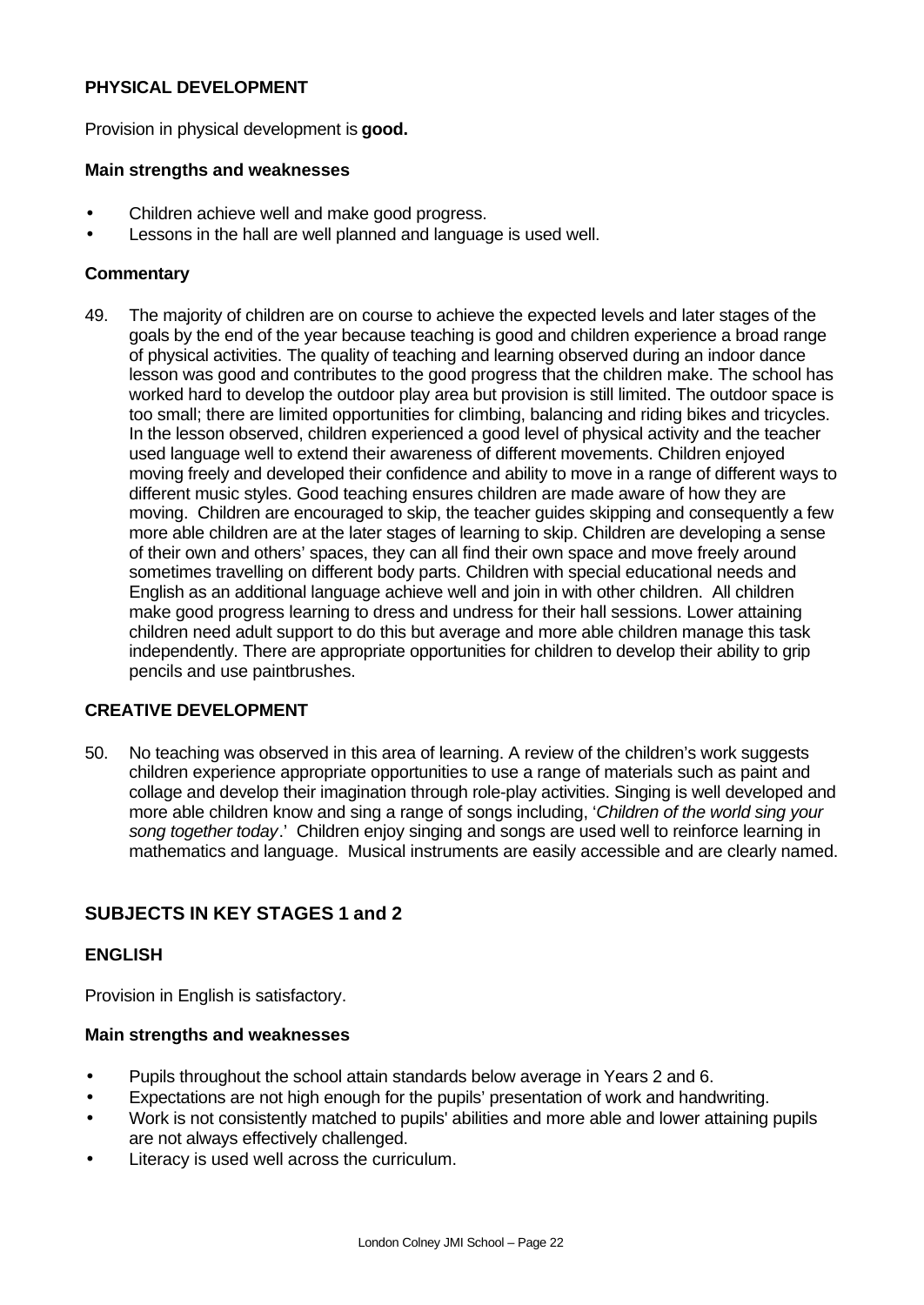### PHYSICAL DEVELOPMENT

Provision in physical development is **good.**

#### Main strengths and weaknesses

- Children achieve well and make good progress.
- Lessons in the hall are well planned and language is used well.

#### Commentary

49. The majority of children are on course to achieve the expected levels and later stages of the goals by the end of the year because teaching is good and children experience a broad range of physical activities. The quality of teaching and learning observed during an indoor dance lesson was good and contributes to the good progress that the children make. The school has worked hard to develop the outdoor play area but provision is still limited. The outdoor space is too small; there are limited opportunities for climbing, balancing and riding bikes and tricycles. In the lesson observed, children experienced a good level of physical activity and the teacher used language well to extend their awareness of different movements. Children enjoyed moving freely and developed their confidence and ability to move in a range of different ways to different music styles. Good teaching ensures children are made aware of how they are moving. Children are encouraged to skip, the teacher guides skipping and consequently a few more able children are at the later stages of learning to skip. Children are developing a sense of their own and others' spaces, they can all find their own space and move freely around sometimes travelling on different body parts. Children with special educational needs and English as an additional language achieve well and join in with other children. All children make good progress learning to dress and undress for their hall sessions. Lower attaining children need adult support to do this but average and more able children manage this task independently. There are appropriate opportunities for children to develop their ability to grip pencils and use paintbrushes.

### CREATIVE DEVELOPMENT

50. No teaching was observed in this area of learning. A review of the children's work suggests children experience appropriate opportunities to use a range of materials such as paint and collage and develop their imagination through role-play activities. Singing is well developed and more able children know and sing a range of songs including, '*Children of the world sing your song together today*.' Children enjoy singing and songs are used well to reinforce learning in mathematics and language. Musical instruments are easily accessible and are clearly named.

## SUBJECTS IN KEY STAGES 1 and 2

### ENGLISH

Provision in English is satisfactory.

#### Main strengths and weaknesses

- Pupils throughout the school attain standards below average in Years 2 and 6.
- Expectations are not high enough for the pupils' presentation of work and handwriting.
- Work is not consistently matched to pupils' abilities and more able and lower attaining pupils are not always effectively challenged.
- Literacy is used well across the curriculum.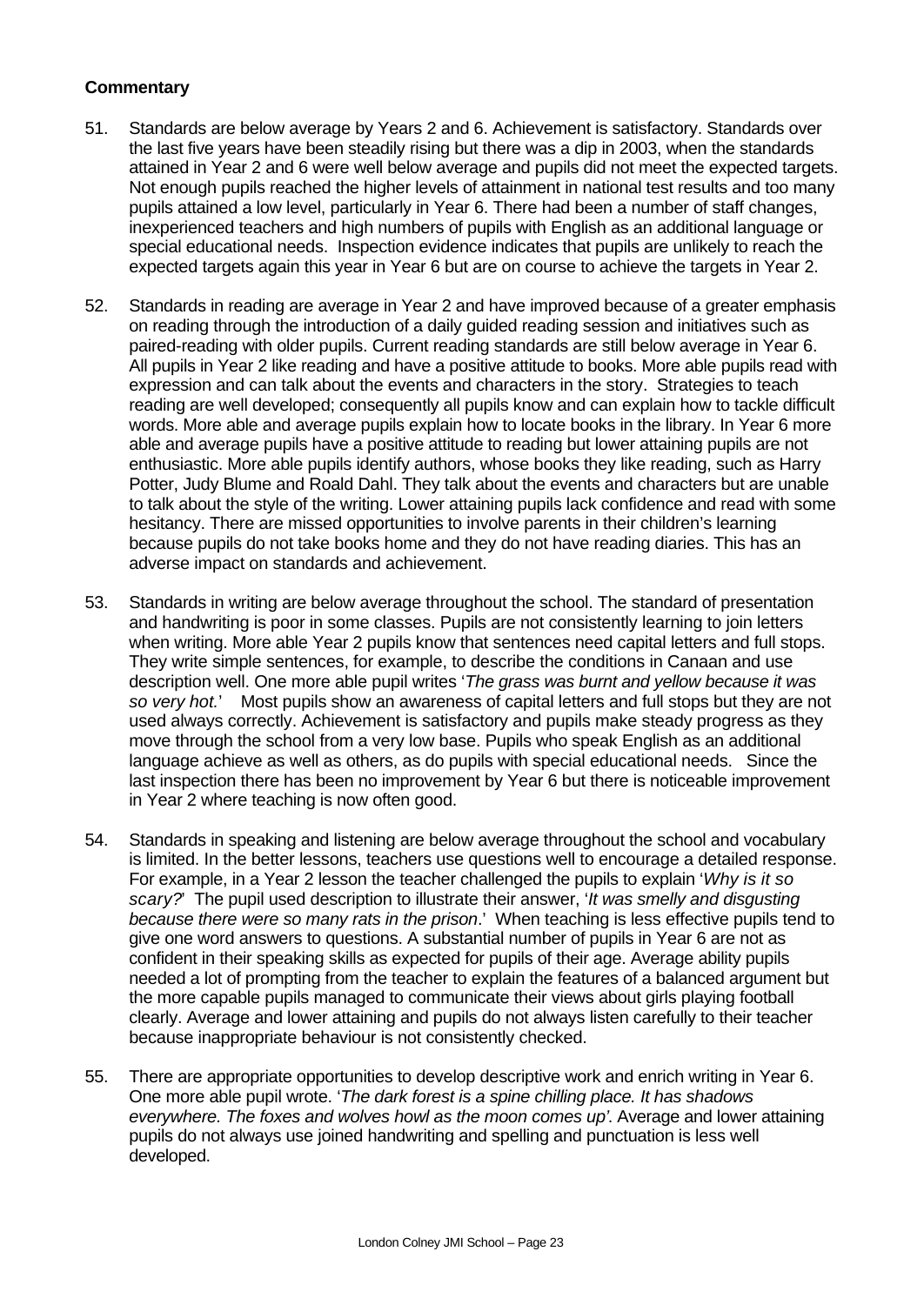**Commentary**

51. Standards are below average by Years 2 and 6. Achievement is satisfactory. Standards over the last five years have been steadily rising but there was a dip in 2003, when the standards attained in Year 2 and 6 were well below average and pupils did not meet the expected targets. Not enough pupils reached the higher levels of attainment in national test results and too many pupils attained a low level, particularly in Year 6. There had been a number of staff changes, inexperienced teachers and high numbers of pupils with English as an additional language or special educational needs. Inspection evidence indicates that pupils are unlikely to reach the expected targets again this year in Year 6 but are on course to achieve the targets in Year 2.

52. Standards in reading are average in Year 2 and have improved because of a greater emphasis on reading through the introduction of a daily guided reading session and initiatives such as paired-reading with older pupils. Current reading standards are still below average in Year 6. All pupils in Year 2 like reading and have a positive attitude to books. More able pupils read with expression and can talk about the events and characters in the story. Strategies to teach reading are well developed; consequently all pupils know and can explain how to tackle difficult words. More able and average pupils explain how to locate books in the library. In Year 6 more able and average pupils have a positive attitude to reading but lower attaining pupils are not enthusiastic. More able pupils identify authors, whose books they like reading, such as Harry Potter, Judy Blume and Roald Dahl. They talk about the events and characters but are unable to talk about the style of the writing. Lower attaining pupils lack confidence and read with some hesitancy. There are missed opportunities to involve parents in their children's learning because pupils do not take books home and they do not have reading diaries. This has an adverse impact on standards and achievement.

53. Standards in writing are below average throughout the school. The standard of presentation and handwriting is poor in some classes. Pupils are not consistently learning to join letters when writing. More able Year 2 pupils know that sentences need capital letters and full stops. They write simple sentences, for example, to describe the conditions in Canaan and use description well. One more able pupil writes '*The grass was burnt and yellow because it was so very hot.*' Most pupils show an awareness of capital letters and full stops but they are not used always correctly. Achievement is satisfactory and pupils make steady progress as they move through the school from a very low base. Pupils who speak English as an additional language achieve as well as others, as do pupils with special educational needs. Since the last inspection there has been no improvement by Year 6 but there is noticeable improvement in Year 2 where teaching is now often good.

54. Standards in speaking and listening are below average throughout the school and vocabulary is limited. In the better lessons, teachers use questions well to encourage a detailed response. For example, in a Year 2 lesson the teacher challenged the pupils to explain '*Why is it so scary?*' The pupil used description to illustrate their answer, '*It was smelly and disgusting because there were so many rats in the prison*.' When teaching is less effective pupils tend to give one word answers to questions. A substantial number of pupils in Year 6 are not as confident in their speaking skills as expected for pupils of their age. Average ability pupils needed a lot of prompting from the teacher to explain the features of a balanced argument but the more capable pupils managed to communicate their views about girls playing football clearly. Average and lower attaining and pupils do not always listen carefully to their teacher because inappropriate behaviour is not consistently checked.

55. There are appropriate opportunities to develop descriptive work and enrich writing in Year 6. One more able pupil wrote. '*The dark forest is a spine chilling place. It has shadows everywhere. The foxes and wolves howl as the moon comes up'*. Average and lower attaining pupils do not always use joined handwriting and spelling and punctuation is less well developed.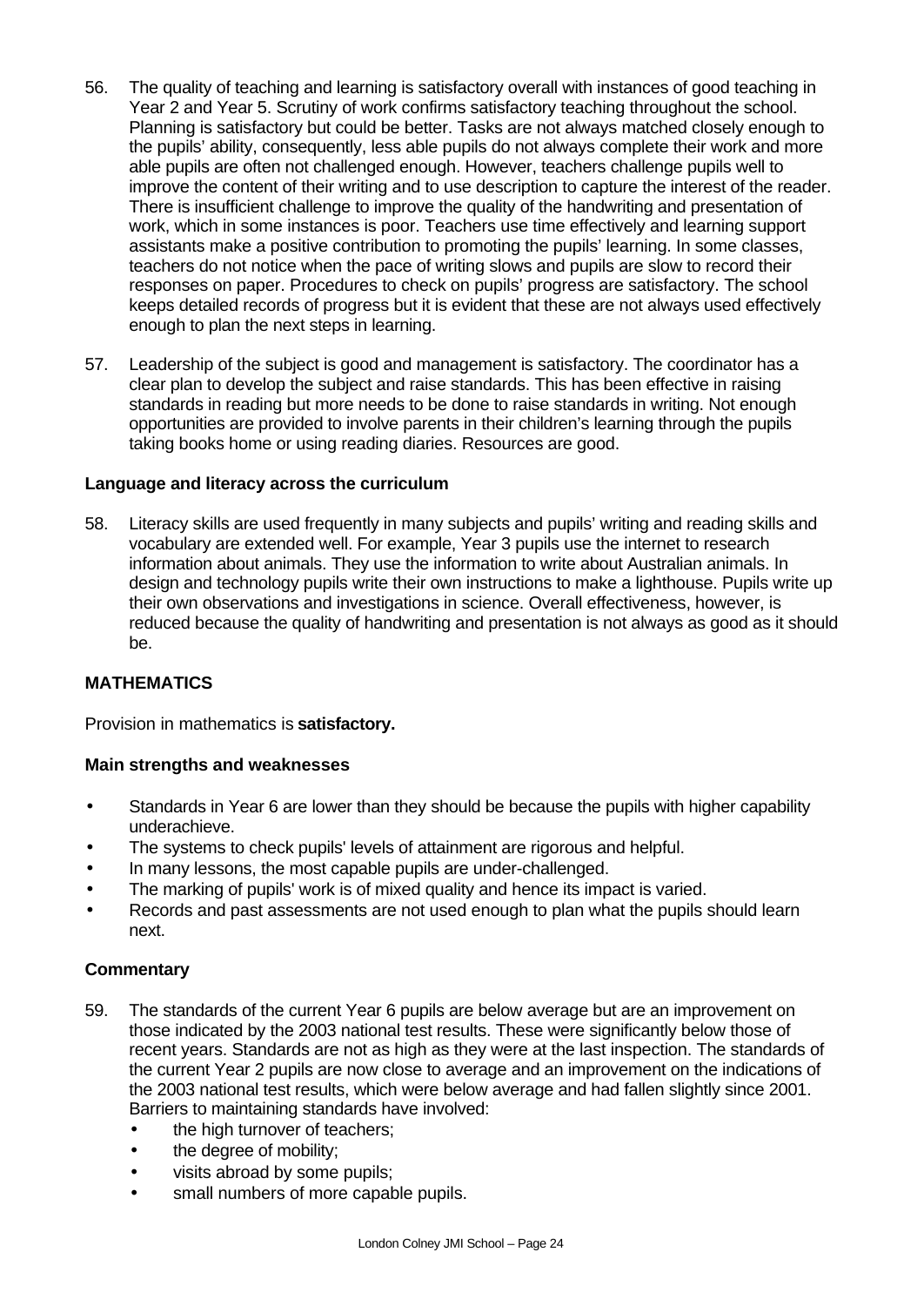56. The quality of teaching and learning is satisfactory overall with instances of good teaching in Year 2 and Year 5. Scrutiny of work confirms satisfactory teaching throughout the school. Planning is satisfactory but could be better. Tasks are not always matched closely enough to the pupils' ability, consequently, less able pupils do not always complete their work and more able pupils are often not challenged enough. However, teachers challenge pupils well to improve the content of their writing and to use description to capture the interest of the reader. There is insufficient challenge to improve the quality of the handwriting and presentation of work, which in some instances is poor. Teachers use time effectively and learning support assistants make a positive contribution to promoting the pupils' learning. In some classes, teachers do not notice when the pace of writing slows and pupils are slow to record their responses on paper. Procedures to check on pupils' progress are satisfactory. The school keeps detailed records of progress but it is evident that these are not always used effectively enough to plan the next steps in learning.

57. Leadership of the subject is good and management is satisfactory. The coordinator has a clear plan to develop the subject and raise standards. This has been effective in raising standards in reading but more needs to be done to raise standards in writing. Not enough opportunities are provided to involve parents in their children's learning through the pupils taking books home or using reading diaries. Resources are good.

**Language and literacy across the curriculum**

58. Literacy skills are used frequently in many subjects and pupils' writing and reading skills and vocabulary are extended well. For example, Year 3 pupils use the internet to research information about animals. They use the information to write about Australian animals. In design and technology pupils write their own instructions to make a lighthouse. Pupils write up their own observations and investigations in science. Overall effectiveness, however, is reduced because the quality of handwriting and presentation is not always as good as it should be.

## MATHEMATICS

Provision in mathematics is **satisfactory.**

**Main strengths and weaknesses**

- Standards in Year 6 are lower than they should be because the pupils with higher capability underachieve.
- The systems to check pupils' levels of attainment are rigorous and helpful.
- In many lessons, the most capable pupils are under-challenged.
- The marking of pupils' work is of mixed quality and hence its impact is varied.
- Records and past assessments are not used enough to plan what the pupils should learn next.

**Commentary**

59. The standards of the current Year 6 pupils are below average but are an improvement on those indicated by the 2003 national test results. These were significantly below those of recent years. Standards are not as high as they were at the last inspection. The standards of the current Year 2 pupils are now close to average and an improvement on the indications of the 2003 national test results, which were below average and had fallen slightly since 2001. Barriers to maintaining standards have involved:
    - the high turnover of teachers;
    - the degree of mobility;
    - visits abroad by some pupils;
    - small numbers of more capable pupils.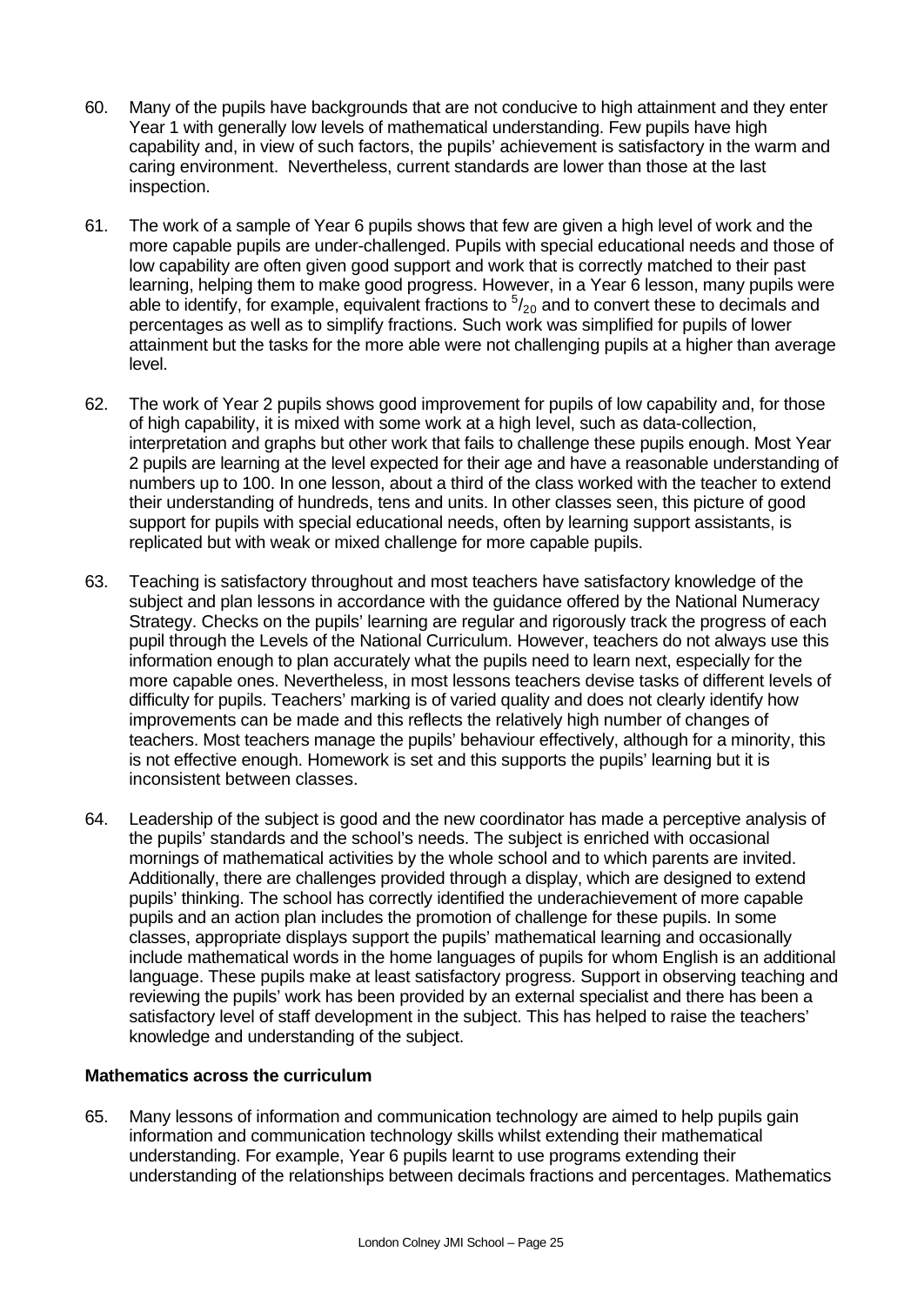60. Many of the pupils have backgrounds that are not conducive to high attainment and they enter Year 1 with generally low levels of mathematical understanding. Few pupils have high capability and, in view of such factors, the pupils' achievement is satisfactory in the warm and caring environment. Nevertheless, current standards are lower than those at the last inspection.

61. The work of a sample of Year 6 pupils shows that few are given a high level of work and the more capable pupils are under-challenged. Pupils with special educational needs and those of low capability are often given good support and work that is correctly matched to their past learning, helping them to make good progress. However, in a Year 6 lesson, many pupils were able to identify, for example, equivalent fractions to $^5/_{20}$ and to convert these to decimals and percentages as well as to simplify fractions. Such work was simplified for pupils of lower attainment but the tasks for the more able were not challenging pupils at a higher than average level.

62. The work of Year 2 pupils shows good improvement for pupils of low capability and, for those of high capability, it is mixed with some work at a high level, such as data-collection, interpretation and graphs but other work that fails to challenge these pupils enough. Most Year 2 pupils are learning at the level expected for their age and have a reasonable understanding of numbers up to 100. In one lesson, about a third of the class worked with the teacher to extend their understanding of hundreds, tens and units. In other classes seen, this picture of good support for pupils with special educational needs, often by learning support assistants, is replicated but with weak or mixed challenge for more capable pupils.

63. Teaching is satisfactory throughout and most teachers have satisfactory knowledge of the subject and plan lessons in accordance with the guidance offered by the National Numeracy Strategy. Checks on the pupils' learning are regular and rigorously track the progress of each pupil through the Levels of the National Curriculum. However, teachers do not always use this information enough to plan accurately what the pupils need to learn next, especially for the more capable ones. Nevertheless, in most lessons teachers devise tasks of different levels of difficulty for pupils. Teachers' marking is of varied quality and does not clearly identify how improvements can be made and this reflects the relatively high number of changes of teachers. Most teachers manage the pupils' behaviour effectively, although for a minority, this is not effective enough. Homework is set and this supports the pupils' learning but it is inconsistent between classes.

64. Leadership of the subject is good and the new coordinator has made a perceptive analysis of the pupils' standards and the school's needs. The subject is enriched with occasional mornings of mathematical activities by the whole school and to which parents are invited. Additionally, there are challenges provided through a display, which are designed to extend pupils' thinking. The school has correctly identified the underachievement of more capable pupils and an action plan includes the promotion of challenge for these pupils. In some classes, appropriate displays support the pupils' mathematical learning and occasionally include mathematical words in the home languages of pupils for whom English is an additional language. These pupils make at least satisfactory progress. Support in observing teaching and reviewing the pupils' work has been provided by an external specialist and there has been a satisfactory level of staff development in the subject. This has helped to raise the teachers' knowledge and understanding of the subject.

**Mathematics across the curriculum**

65. Many lessons of information and communication technology are aimed to help pupils gain information and communication technology skills whilst extending their mathematical understanding. For example, Year 6 pupils learnt to use programs extending their understanding of the relationships between decimals fractions and percentages. Mathematics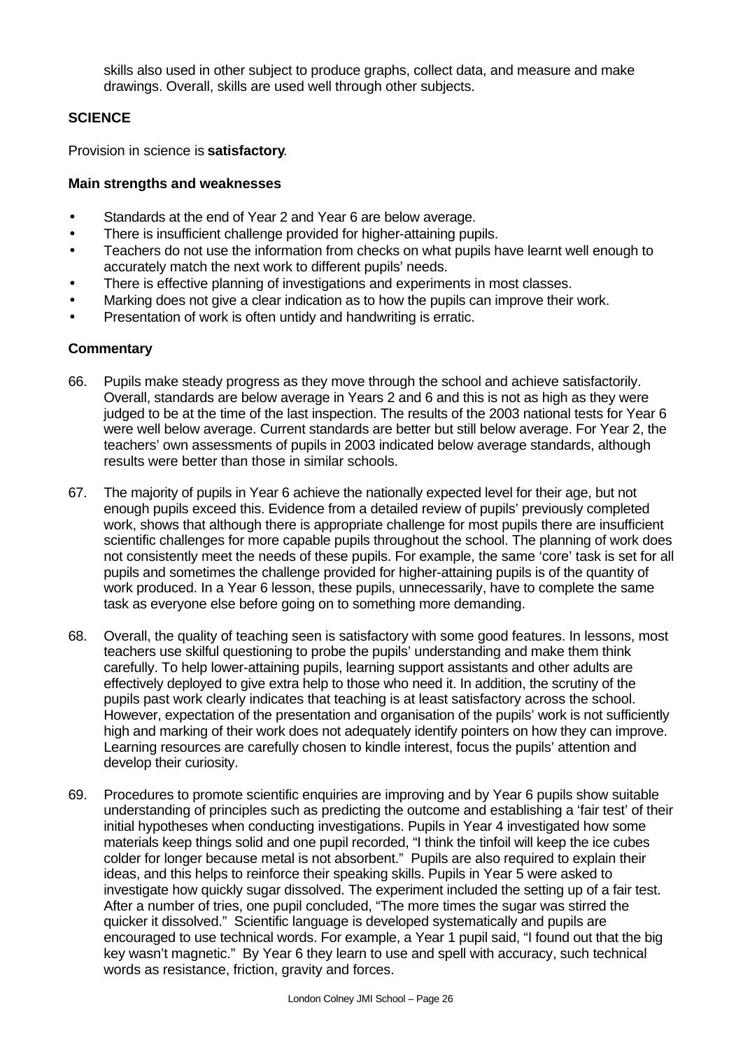skills also used in other subject to produce graphs, collect data, and measure and make drawings. Overall, skills are used well through other subjects.

## SCIENCE

Provision in science is **satisfactory**.

### Main strengths and weaknesses

- Standards at the end of Year 2 and Year 6 are below average.
- There is insufficient challenge provided for higher-attaining pupils.
- Teachers do not use the information from checks on what pupils have learnt well enough to accurately match the next work to different pupils' needs.
- There is effective planning of investigations and experiments in most classes.
- Marking does not give a clear indication as to how the pupils can improve their work.
- Presentation of work is often untidy and handwriting is erratic.

### Commentary

66. Pupils make steady progress as they move through the school and achieve satisfactorily. Overall, standards are below average in Years 2 and 6 and this is not as high as they were judged to be at the time of the last inspection. The results of the 2003 national tests for Year 6 were well below average. Current standards are better but still below average. For Year 2, the teachers' own assessments of pupils in 2003 indicated below average standards, although results were better than those in similar schools.

67. The majority of pupils in Year 6 achieve the nationally expected level for their age, but not enough pupils exceed this. Evidence from a detailed review of pupils' previously completed work, shows that although there is appropriate challenge for most pupils there are insufficient scientific challenges for more capable pupils throughout the school. The planning of work does not consistently meet the needs of these pupils. For example, the same 'core' task is set for all pupils and sometimes the challenge provided for higher-attaining pupils is of the quantity of work produced. In a Year 6 lesson, these pupils, unnecessarily, have to complete the same task as everyone else before going on to something more demanding.

68. Overall, the quality of teaching seen is satisfactory with some good features. In lessons, most teachers use skilful questioning to probe the pupils' understanding and make them think carefully. To help lower-attaining pupils, learning support assistants and other adults are effectively deployed to give extra help to those who need it. In addition, the scrutiny of the pupils past work clearly indicates that teaching is at least satisfactory across the school. However, expectation of the presentation and organisation of the pupils' work is not sufficiently high and marking of their work does not adequately identify pointers on how they can improve. Learning resources are carefully chosen to kindle interest, focus the pupils' attention and develop their curiosity.

69. Procedures to promote scientific enquiries are improving and by Year 6 pupils show suitable understanding of principles such as predicting the outcome and establishing a 'fair test' of their initial hypotheses when conducting investigations. Pupils in Year 4 investigated how some materials keep things solid and one pupil recorded, "I think the tinfoil will keep the ice cubes colder for longer because metal is not absorbent." Pupils are also required to explain their ideas, and this helps to reinforce their speaking skills. Pupils in Year 5 were asked to investigate how quickly sugar dissolved. The experiment included the setting up of a fair test. After a number of tries, one pupil concluded, "The more times the sugar was stirred the quicker it dissolved." Scientific language is developed systematically and pupils are encouraged to use technical words. For example, a Year 1 pupil said, "I found out that the big key wasn't magnetic." By Year 6 they learn to use and spell with accuracy, such technical words as resistance, friction, gravity and forces.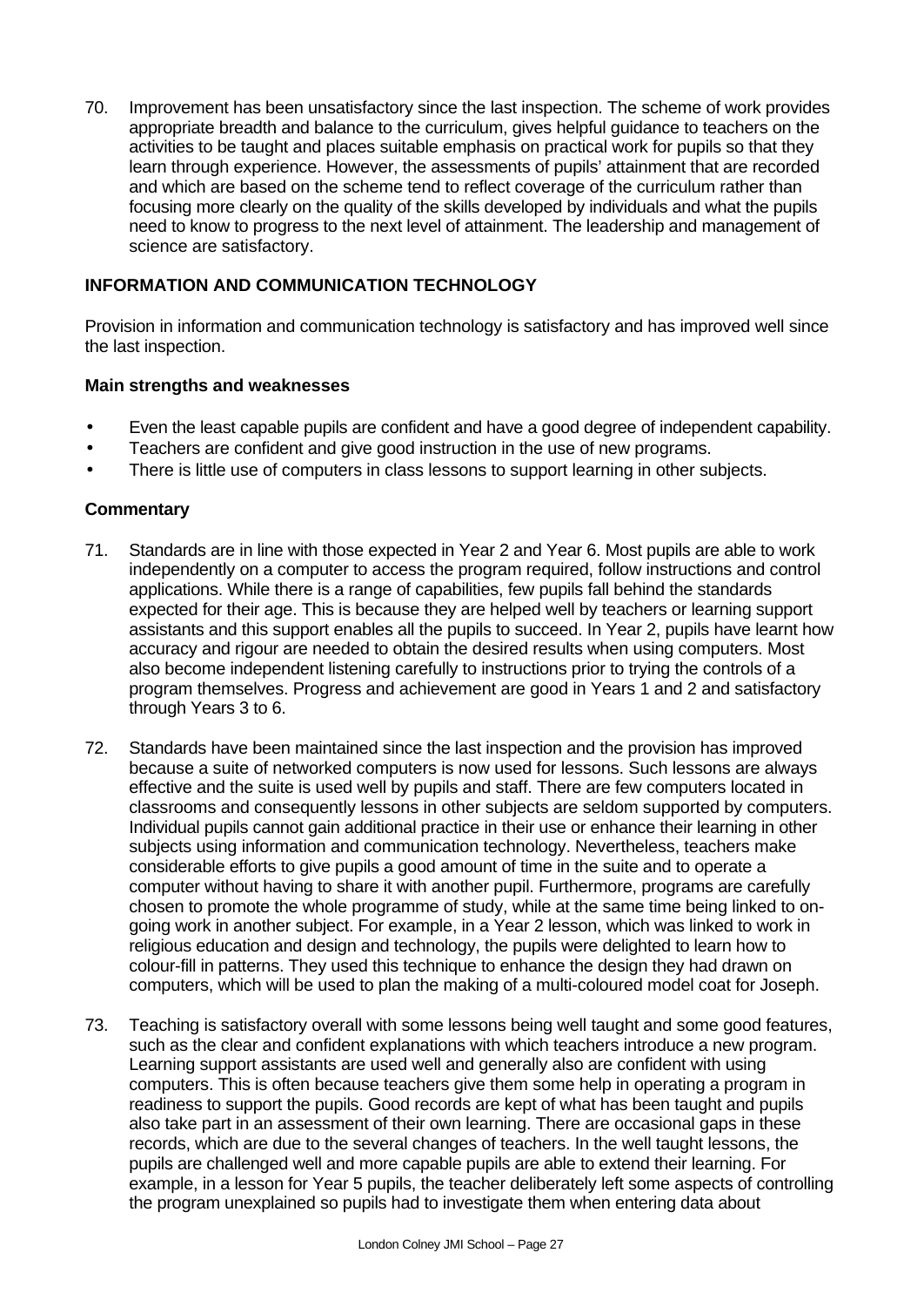70. Improvement has been unsatisfactory since the last inspection. The scheme of work provides appropriate breadth and balance to the curriculum, gives helpful guidance to teachers on the activities to be taught and places suitable emphasis on practical work for pupils so that they learn through experience. However, the assessments of pupils' attainment that are recorded and which are based on the scheme tend to reflect coverage of the curriculum rather than focusing more clearly on the quality of the skills developed by individuals and what the pupils need to know to progress to the next level of attainment. The leadership and management of science are satisfactory.

## INFORMATION AND COMMUNICATION TECHNOLOGY

Provision in information and communication technology is satisfactory and has improved well since the last inspection.

### Main strengths and weaknesses

- Even the least capable pupils are confident and have a good degree of independent capability.
- Teachers are confident and give good instruction in the use of new programs.
- There is little use of computers in class lessons to support learning in other subjects.

### Commentary

71. Standards are in line with those expected in Year 2 and Year 6. Most pupils are able to work independently on a computer to access the program required, follow instructions and control applications. While there is a range of capabilities, few pupils fall behind the standards expected for their age. This is because they are helped well by teachers or learning support assistants and this support enables all the pupils to succeed. In Year 2, pupils have learnt how accuracy and rigour are needed to obtain the desired results when using computers. Most also become independent listening carefully to instructions prior to trying the controls of a program themselves. Progress and achievement are good in Years 1 and 2 and satisfactory through Years 3 to 6.

72. Standards have been maintained since the last inspection and the provision has improved because a suite of networked computers is now used for lessons. Such lessons are always effective and the suite is used well by pupils and staff. There are few computers located in classrooms and consequently lessons in other subjects are seldom supported by computers. Individual pupils cannot gain additional practice in their use or enhance their learning in other subjects using information and communication technology. Nevertheless, teachers make considerable efforts to give pupils a good amount of time in the suite and to operate a computer without having to share it with another pupil. Furthermore, programs are carefully chosen to promote the whole programme of study, while at the same time being linked to on-going work in another subject. For example, in a Year 2 lesson, which was linked to work in religious education and design and technology, the pupils were delighted to learn how to colour-fill in patterns. They used this technique to enhance the design they had drawn on computers, which will be used to plan the making of a multi-coloured model coat for Joseph.

73. Teaching is satisfactory overall with some lessons being well taught and some good features, such as the clear and confident explanations with which teachers introduce a new program. Learning support assistants are used well and generally also are confident with using computers. This is often because teachers give them some help in operating a program in readiness to support the pupils. Good records are kept of what has been taught and pupils also take part in an assessment of their own learning. There are occasional gaps in these records, which are due to the several changes of teachers. In the well taught lessons, the pupils are challenged well and more capable pupils are able to extend their learning. For example, in a lesson for Year 5 pupils, the teacher deliberately left some aspects of controlling the program unexplained so pupils had to investigate them when entering data about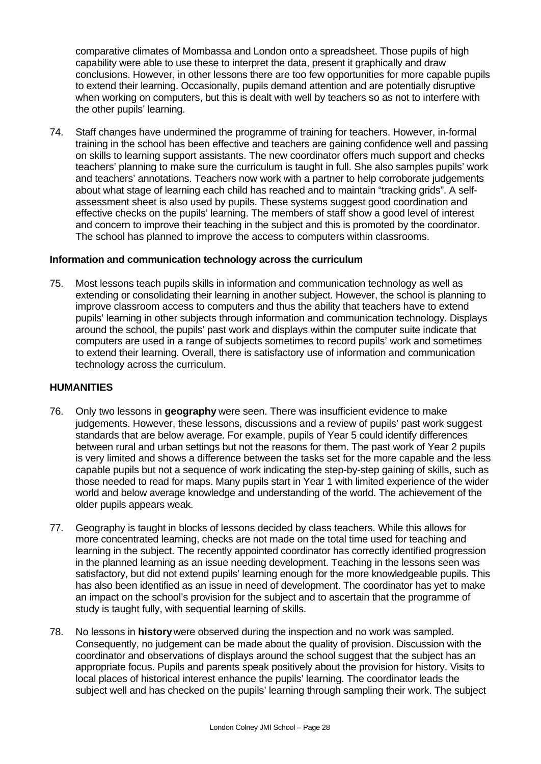comparative climates of Mombassa and London onto a spreadsheet. Those pupils of high capability were able to use these to interpret the data, present it graphically and draw conclusions. However, in other lessons there are too few opportunities for more capable pupils to extend their learning. Occasionally, pupils demand attention and are potentially disruptive when working on computers, but this is dealt with well by teachers so as not to interfere with the other pupils' learning.

74. Staff changes have undermined the programme of training for teachers. However, in-formal training in the school has been effective and teachers are gaining confidence well and passing on skills to learning support assistants. The new coordinator offers much support and checks teachers' planning to make sure the curriculum is taught in full. She also samples pupils' work and teachers' annotations. Teachers now work with a partner to help corroborate judgements about what stage of learning each child has reached and to maintain "tracking grids". A self-assessment sheet is also used by pupils. These systems suggest good coordination and effective checks on the pupils' learning. The members of staff show a good level of interest and concern to improve their teaching in the subject and this is promoted by the coordinator. The school has planned to improve the access to computers within classrooms.

**Information and communication technology across the curriculum**

75. Most lessons teach pupils skills in information and communication technology as well as extending or consolidating their learning in another subject. However, the school is planning to improve classroom access to computers and thus the ability that teachers have to extend pupils' learning in other subjects through information and communication technology. Displays around the school, the pupils' past work and displays within the computer suite indicate that computers are used in a range of subjects sometimes to record pupils' work and sometimes to extend their learning. Overall, there is satisfactory use of information and communication technology across the curriculum.

## HUMANITIES

76. Only two lessons in **geography** were seen. There was insufficient evidence to make judgements. However, these lessons, discussions and a review of pupils' past work suggest standards that are below average. For example, pupils of Year 5 could identify differences between rural and urban settings but not the reasons for them. The past work of Year 2 pupils is very limited and shows a difference between the tasks set for the more capable and the less capable pupils but not a sequence of work indicating the step-by-step gaining of skills, such as those needed to read for maps. Many pupils start in Year 1 with limited experience of the wider world and below average knowledge and understanding of the world. The achievement of the older pupils appears weak.

77. Geography is taught in blocks of lessons decided by class teachers. While this allows for more concentrated learning, checks are not made on the total time used for teaching and learning in the subject. The recently appointed coordinator has correctly identified progression in the planned learning as an issue needing development. Teaching in the lessons seen was satisfactory, but did not extend pupils' learning enough for the more knowledgeable pupils. This has also been identified as an issue in need of development. The coordinator has yet to make an impact on the school's provision for the subject and to ascertain that the programme of study is taught fully, with sequential learning of skills.

78. No lessons in **history** were observed during the inspection and no work was sampled. Consequently, no judgement can be made about the quality of provision. Discussion with the coordinator and observations of displays around the school suggest that the subject has an appropriate focus. Pupils and parents speak positively about the provision for history. Visits to local places of historical interest enhance the pupils' learning. The coordinator leads the subject well and has checked on the pupils' learning through sampling their work. The subject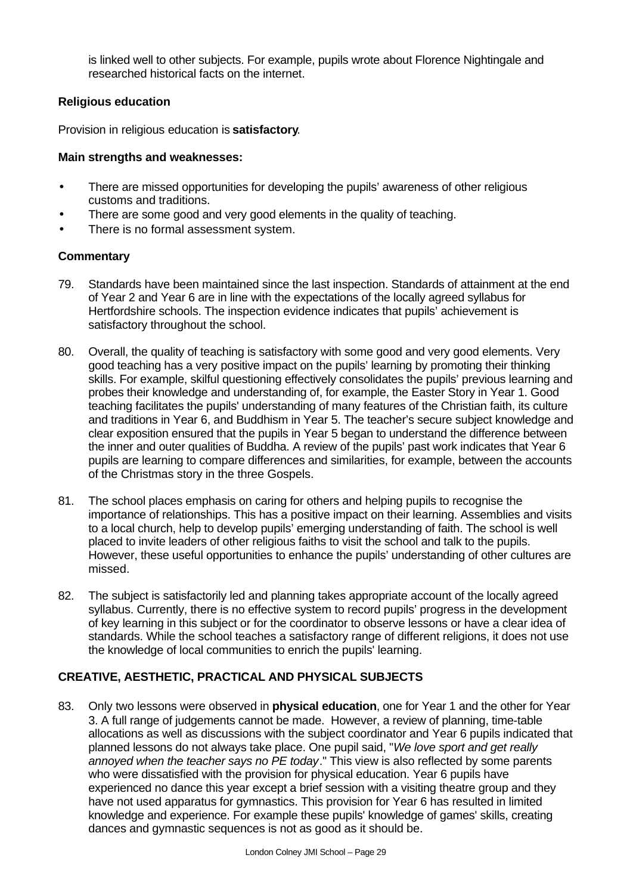is linked well to other subjects. For example, pupils wrote about Florence Nightingale and researched historical facts on the internet.

### Religious education

Provision in religious education is **satisfactory**.

**Main strengths and weaknesses:**

- There are missed opportunities for developing the pupils' awareness of other religious customs and traditions.
- There are some good and very good elements in the quality of teaching.
- There is no formal assessment system.

**Commentary**

79. Standards have been maintained since the last inspection. Standards of attainment at the end of Year 2 and Year 6 are in line with the expectations of the locally agreed syllabus for Hertfordshire schools. The inspection evidence indicates that pupils' achievement is satisfactory throughout the school.

80. Overall, the quality of teaching is satisfactory with some good and very good elements. Very good teaching has a very positive impact on the pupils' learning by promoting their thinking skills. For example, skilful questioning effectively consolidates the pupils' previous learning and probes their knowledge and understanding of, for example, the Easter Story in Year 1. Good teaching facilitates the pupils' understanding of many features of the Christian faith, its culture and traditions in Year 6, and Buddhism in Year 5. The teacher's secure subject knowledge and clear exposition ensured that the pupils in Year 5 began to understand the difference between the inner and outer qualities of Buddha. A review of the pupils' past work indicates that Year 6 pupils are learning to compare differences and similarities, for example, between the accounts of the Christmas story in the three Gospels.

81. The school places emphasis on caring for others and helping pupils to recognise the importance of relationships. This has a positive impact on their learning. Assemblies and visits to a local church, help to develop pupils' emerging understanding of faith. The school is well placed to invite leaders of other religious faiths to visit the school and talk to the pupils. However, these useful opportunities to enhance the pupils' understanding of other cultures are missed.

82. The subject is satisfactorily led and planning takes appropriate account of the locally agreed syllabus. Currently, there is no effective system to record pupils' progress in the development of key learning in this subject or for the coordinator to observe lessons or have a clear idea of standards. While the school teaches a satisfactory range of different religions, it does not use the knowledge of local communities to enrich the pupils' learning.

## CREATIVE, AESTHETIC, PRACTICAL AND PHYSICAL SUBJECTS

83. Only two lessons were observed in **physical education**, one for Year 1 and the other for Year 3. A full range of judgements cannot be made. However, a review of planning, time-table allocations as well as discussions with the subject coordinator and Year 6 pupils indicated that planned lessons do not always take place. One pupil said, "*We love sport and get really annoyed when the teacher says no PE today*." This view is also reflected by some parents who were dissatisfied with the provision for physical education. Year 6 pupils have experienced no dance this year except a brief session with a visiting theatre group and they have not used apparatus for gymnastics. This provision for Year 6 has resulted in limited knowledge and experience. For example these pupils' knowledge of games' skills, creating dances and gymnastic sequences is not as good as it should be.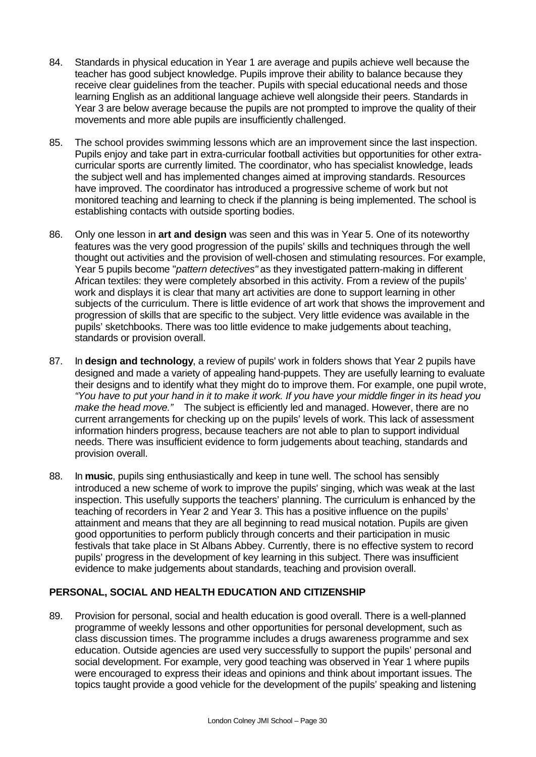84. Standards in physical education in Year 1 are average and pupils achieve well because the teacher has good subject knowledge. Pupils improve their ability to balance because they receive clear guidelines from the teacher. Pupils with special educational needs and those learning English as an additional language achieve well alongside their peers. Standards in Year 3 are below average because the pupils are not prompted to improve the quality of their movements and more able pupils are insufficiently challenged.

85. The school provides swimming lessons which are an improvement since the last inspection. Pupils enjoy and take part in extra-curricular football activities but opportunities for other extra-curricular sports are currently limited. The coordinator, who has specialist knowledge, leads the subject well and has implemented changes aimed at improving standards. Resources have improved. The coordinator has introduced a progressive scheme of work but not monitored teaching and learning to check if the planning is being implemented. The school is establishing contacts with outside sporting bodies.

86. Only one lesson in **art and design** was seen and this was in Year 5. One of its noteworthy features was the very good progression of the pupils' skills and techniques through the well thought out activities and the provision of well-chosen and stimulating resources. For example, Year 5 pupils become "*pattern detectives"* as they investigated pattern-making in different African textiles: they were completely absorbed in this activity. From a review of the pupils' work and displays it is clear that many art activities are done to support learning in other subjects of the curriculum. There is little evidence of art work that shows the improvement and progression of skills that are specific to the subject. Very little evidence was available in the pupils' sketchbooks. There was too little evidence to make judgements about teaching, standards or provision overall.

87. In **design and technology**, a review of pupils' work in folders shows that Year 2 pupils have designed and made a variety of appealing hand-puppets. They are usefully learning to evaluate their designs and to identify what they might do to improve them. For example, one pupil wrote, *"You have to put your hand in it to make it work. If you have your middle finger in its head you make the head move."* The subject is efficiently led and managed. However, there are no current arrangements for checking up on the pupils' levels of work. This lack of assessment information hinders progress, because teachers are not able to plan to support individual needs. There was insufficient evidence to form judgements about teaching, standards and provision overall.

88. In **music**, pupils sing enthusiastically and keep in tune well. The school has sensibly introduced a new scheme of work to improve the pupils' singing, which was weak at the last inspection. This usefully supports the teachers' planning. The curriculum is enhanced by the teaching of recorders in Year 2 and Year 3. This has a positive influence on the pupils' attainment and means that they are all beginning to read musical notation. Pupils are given good opportunities to perform publicly through concerts and their participation in music festivals that take place in St Albans Abbey. Currently, there is no effective system to record pupils' progress in the development of key learning in this subject. There was insufficient evidence to make judgements about standards, teaching and provision overall.

## PERSONAL, SOCIAL AND HEALTH EDUCATION AND CITIZENSHIP

89. Provision for personal, social and health education is good overall. There is a well-planned programme of weekly lessons and other opportunities for personal development, such as class discussion times. The programme includes a drugs awareness programme and sex education. Outside agencies are used very successfully to support the pupils' personal and social development. For example, very good teaching was observed in Year 1 where pupils were encouraged to express their ideas and opinions and think about important issues. The topics taught provide a good vehicle for the development of the pupils' speaking and listening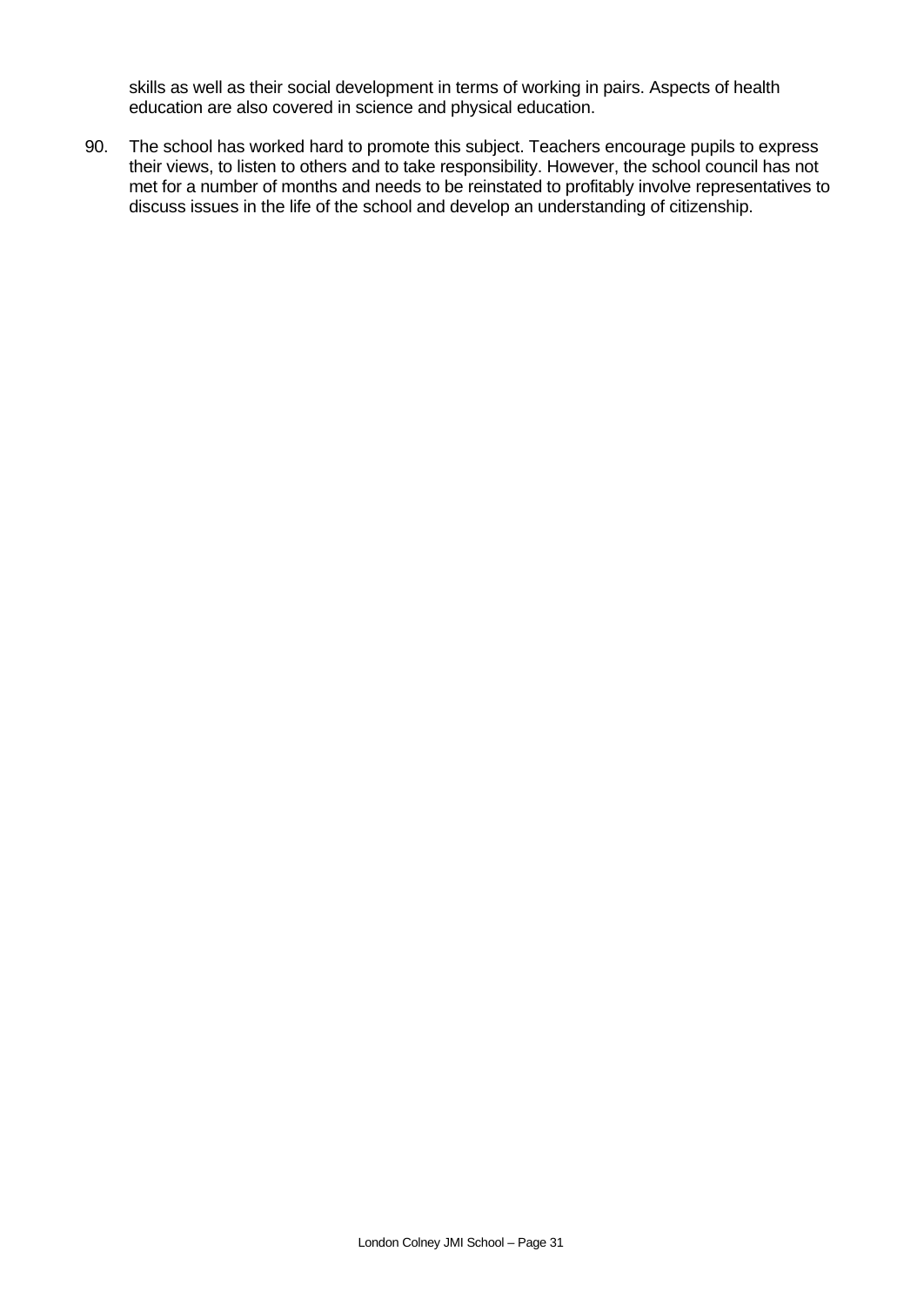skills as well as their social development in terms of working in pairs. Aspects of health education are also covered in science and physical education.

90. The school has worked hard to promote this subject. Teachers encourage pupils to express their views, to listen to others and to take responsibility. However, the school council has not met for a number of months and needs to be reinstated to profitably involve representatives to discuss issues in the life of the school and develop an understanding of citizenship.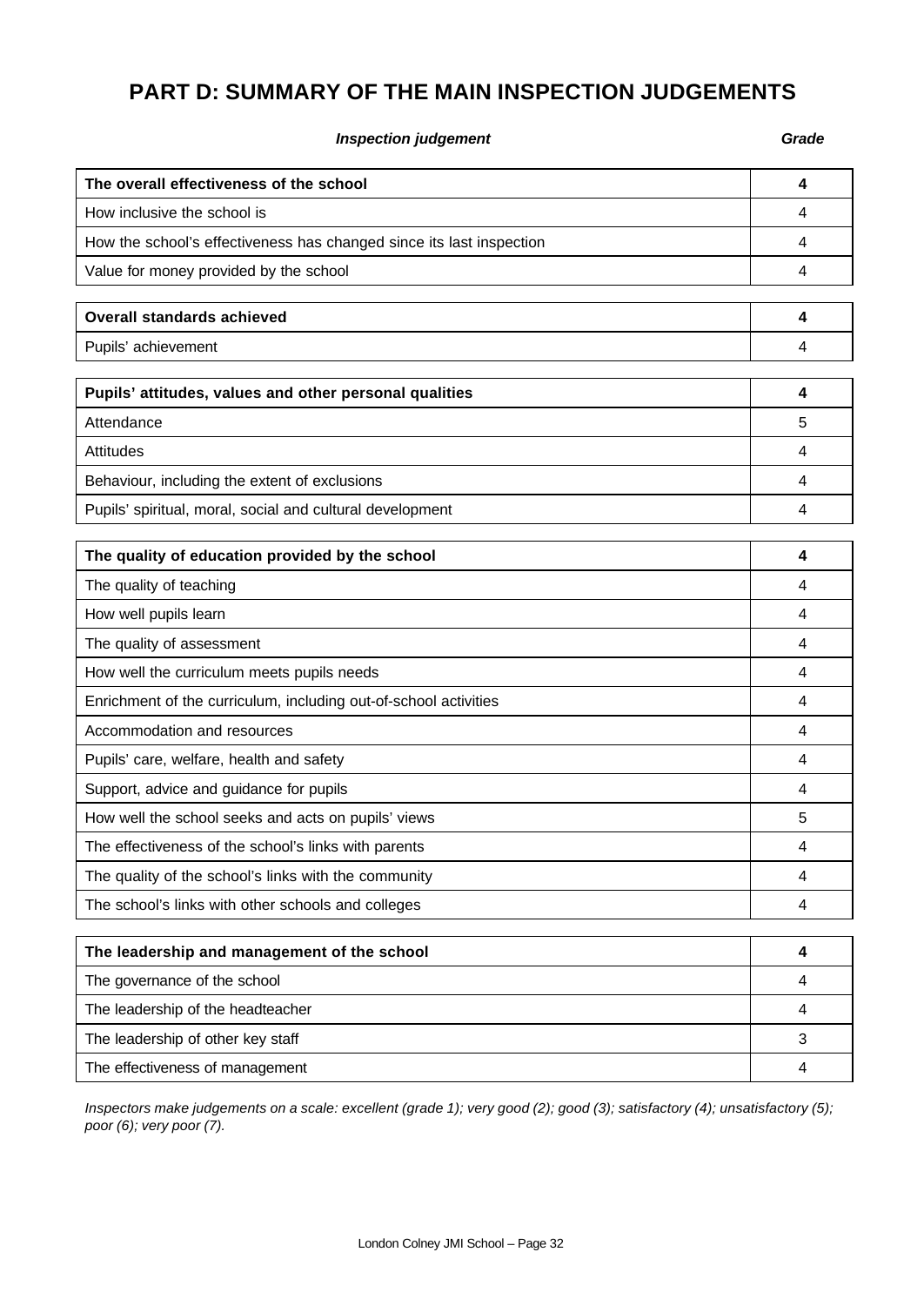# PART D: SUMMARY OF THE MAIN INSPECTION JUDGEMENTS

| *Inspection judgement* | *Grade* |
|---|---|
| **The overall effectiveness of the school** | **4** |
| How inclusive the school is | 4 |
| How the school's effectiveness has changed since its last inspection | 4 |
| Value for money provided by the school | 4 |
| **Overall standards achieved** | **4** |
| Pupils' achievement | 4 |
| **Pupils' attitudes, values and other personal qualities** | **4** |
| Attendance | 5 |
| Attitudes | 4 |
| Behaviour, including the extent of exclusions | 4 |
| Pupils' spiritual, moral, social and cultural development | 4 |
| **The quality of education provided by the school** | **4** |
| The quality of teaching | 4 |
| How well pupils learn | 4 |
| The quality of assessment | 4 |
| How well the curriculum meets pupils needs | 4 |
| Enrichment of the curriculum, including out-of-school activities | 4 |
| Accommodation and resources | 4 |
| Pupils' care, welfare, health and safety | 4 |
| Support, advice and guidance for pupils | 4 |
| How well the school seeks and acts on pupils' views | 5 |
| The effectiveness of the school's links with parents | 4 |
| The quality of the school's links with the community | 4 |
| The school's links with other schools and colleges | 4 |
| **The leadership and management of the school** | **4** |
| The governance of the school | 4 |
| The leadership of the headteacher | 4 |
| The leadership of other key staff | 3 |
| The effectiveness of management | 4 |

*Inspectors make judgements on a scale: excellent (grade 1); very good (2); good (3); satisfactory (4); unsatisfactory (5); poor (6); very poor (7).*